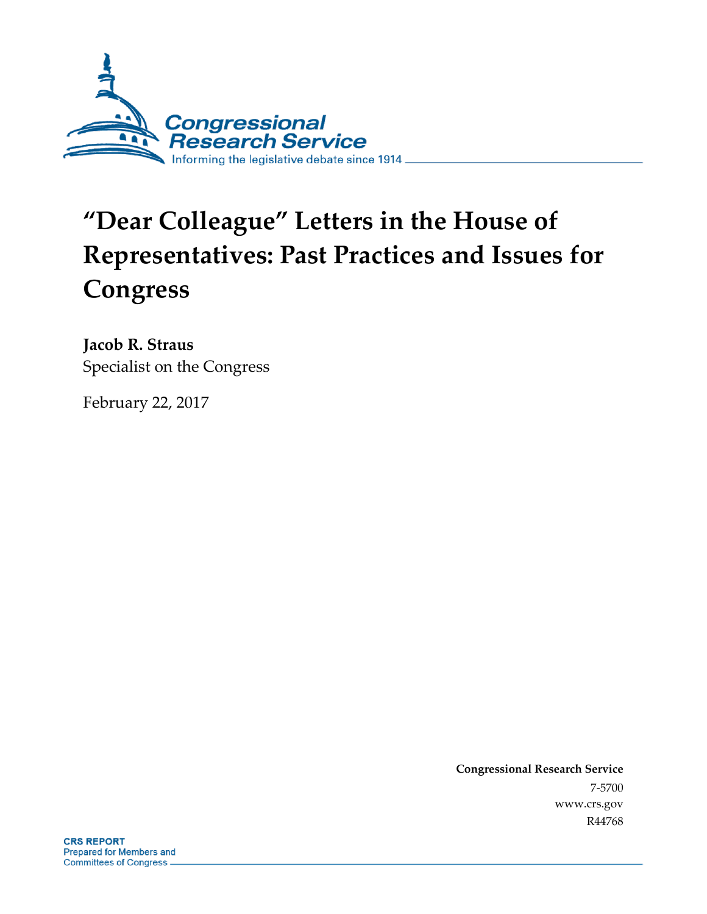# "Dear Colleague" Letters in the House of Representatives: Past Practices and Issues for Congress

**Jacob R. Straus**
Specialist on the Congress

February 22, 2017

**Congressional Research Service**
7-5700
www.crs.gov
R44768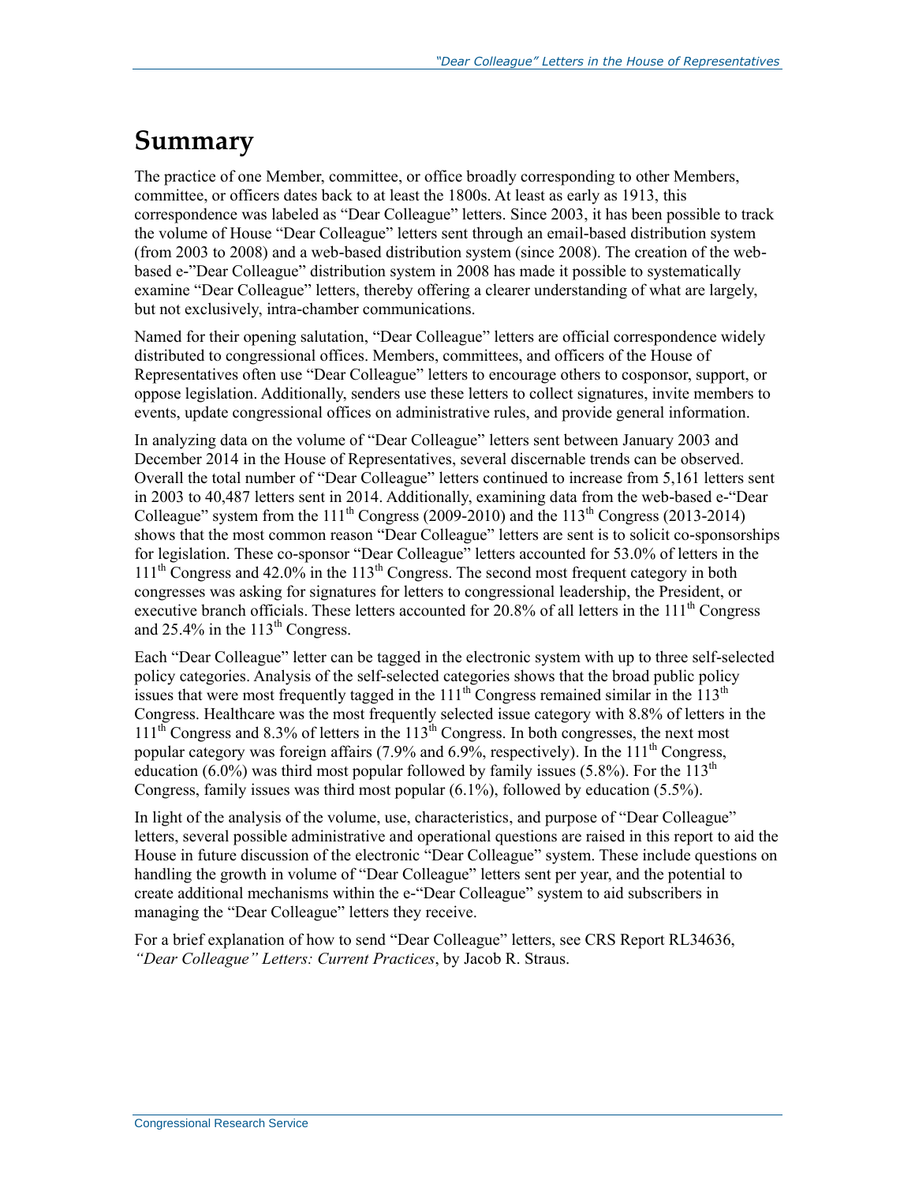# Summary

The practice of one Member, committee, or office broadly corresponding to other Members, committee, or officers dates back to at least the 1800s. At least as early as 1913, this correspondence was labeled as "Dear Colleague" letters. Since 2003, it has been possible to track the volume of House "Dear Colleague" letters sent through an email-based distribution system (from 2003 to 2008) and a web-based distribution system (since 2008). The creation of the web-based e-"Dear Colleague" distribution system in 2008 has made it possible to systematically examine "Dear Colleague" letters, thereby offering a clearer understanding of what are largely, but not exclusively, intra-chamber communications.

Named for their opening salutation, "Dear Colleague" letters are official correspondence widely distributed to congressional offices. Members, committees, and officers of the House of Representatives often use "Dear Colleague" letters to encourage others to cosponsor, support, or oppose legislation. Additionally, senders use these letters to collect signatures, invite members to events, update congressional offices on administrative rules, and provide general information.

In analyzing data on the volume of "Dear Colleague" letters sent between January 2003 and December 2014 in the House of Representatives, several discernable trends can be observed. Overall the total number of "Dear Colleague" letters continued to increase from 5,161 letters sent in 2003 to 40,487 letters sent in 2014. Additionally, examining data from the web-based e-"Dear Colleague" system from the 111th Congress (2009-2010) and the 113th Congress (2013-2014) shows that the most common reason "Dear Colleague" letters are sent is to solicit co-sponsorships for legislation. These co-sponsor "Dear Colleague" letters accounted for 53.0% of letters in the 111th Congress and 42.0% in the 113th Congress. The second most frequent category in both congresses was asking for signatures for letters to congressional leadership, the President, or executive branch officials. These letters accounted for 20.8% of all letters in the 111th Congress and 25.4% in the 113th Congress.

Each "Dear Colleague" letter can be tagged in the electronic system with up to three self-selected policy categories. Analysis of the self-selected categories shows that the broad public policy issues that were most frequently tagged in the 111th Congress remained similar in the 113th Congress. Healthcare was the most frequently selected issue category with 8.8% of letters in the 111th Congress and 8.3% of letters in the 113th Congress. In both congresses, the next most popular category was foreign affairs (7.9% and 6.9%, respectively). In the 111th Congress, education (6.0%) was third most popular followed by family issues (5.8%). For the 113th Congress, family issues was third most popular (6.1%), followed by education (5.5%).

In light of the analysis of the volume, use, characteristics, and purpose of "Dear Colleague" letters, several possible administrative and operational questions are raised in this report to aid the House in future discussion of the electronic "Dear Colleague" system. These include questions on handling the growth in volume of "Dear Colleague" letters sent per year, and the potential to create additional mechanisms within the e-"Dear Colleague" system to aid subscribers in managing the "Dear Colleague" letters they receive.

For a brief explanation of how to send "Dear Colleague" letters, see CRS Report RL34636, *"Dear Colleague" Letters: Current Practices*, by Jacob R. Straus.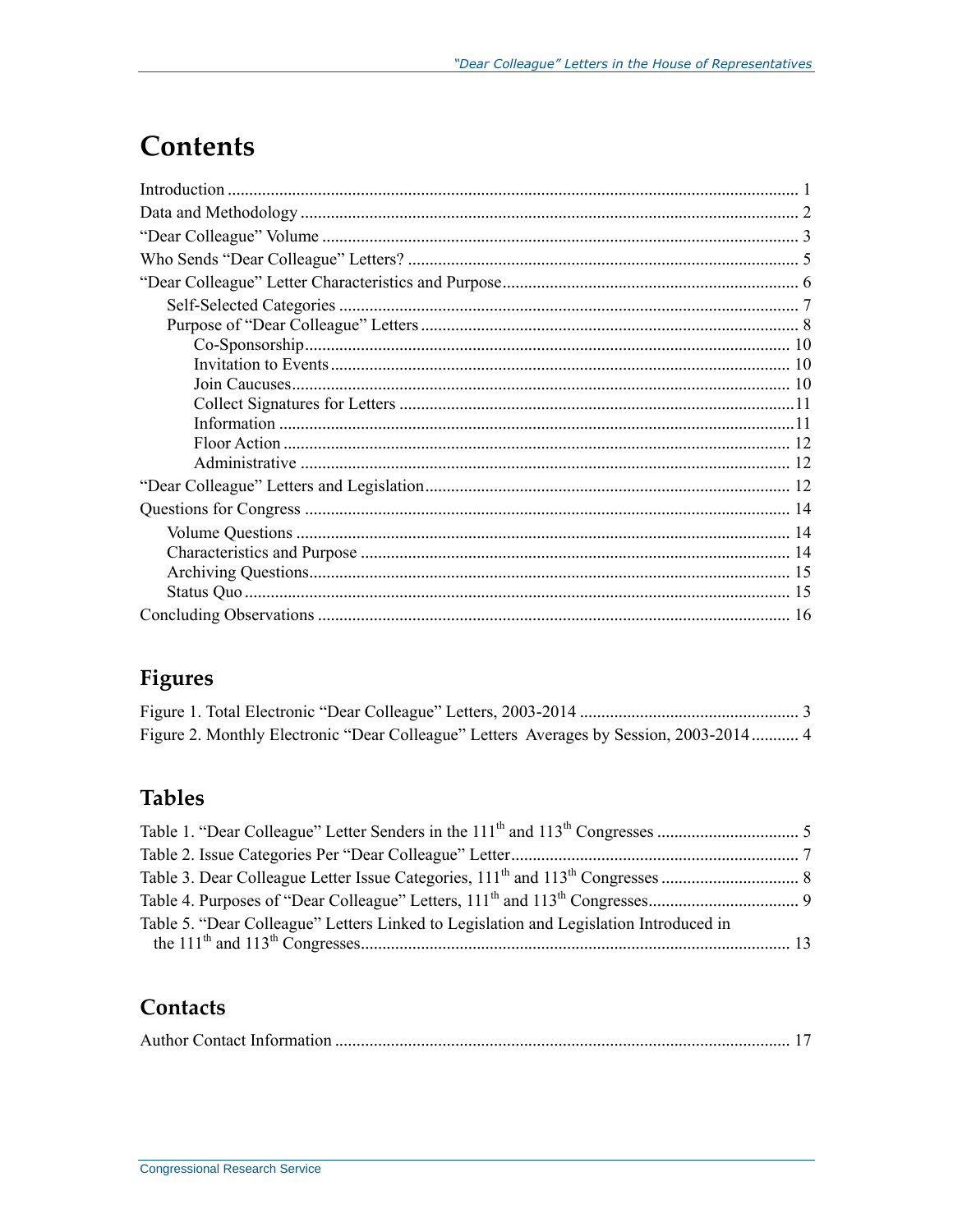# Contents

Introduction .................................................................................................................................... 1
Data and Methodology ................................................................................................................... 2
"Dear Colleague" Volume .............................................................................................................. 3
Who Sends "Dear Colleague" Letters? .......................................................................................... 5
"Dear Colleague" Letter Characteristics and Purpose .................................................................... 6
  Self-Selected Categories .......................................................................................................... 7
  Purpose of "Dear Colleague" Letters ....................................................................................... 8
    Co-Sponsorship ................................................................................................................ 10
    Invitation to Events .......................................................................................................... 10
    Join Caucuses ................................................................................................................... 10
    Collect Signatures for Letters ........................................................................................... 11
    Information ....................................................................................................................... 11
    Floor Action ..................................................................................................................... 12
    Administrative ................................................................................................................. 12
"Dear Colleague" Letters and Legislation .................................................................................... 12
Questions for Congress ................................................................................................................ 14
  Volume Questions .................................................................................................................. 14
  Characteristics and Purpose .................................................................................................. 14
  Archiving Questions .............................................................................................................. 15
  Status Quo ............................................................................................................................. 15
Concluding Observations ............................................................................................................ 16

## Figures

Figure 1. Total Electronic "Dear Colleague" Letters, 2003-2014 .................................................. 3
Figure 2. Monthly Electronic "Dear Colleague" Letters Averages by Session, 2003-2014 ........... 4

## Tables

Table 1. "Dear Colleague" Letter Senders in the 111th and 113th Congresses ................................ 5
Table 2. Issue Categories Per "Dear Colleague" Letter .................................................................. 7
Table 3. Dear Colleague Letter Issue Categories, 111th and 113th Congresses ................................ 8
Table 4. Purposes of "Dear Colleague" Letters, 111th and 113th Congresses .................................. 9
Table 5. "Dear Colleague" Letters Linked to Legislation and Legislation Introduced in the 111th and 113th Congresses .................................................................................................. 13

## Contacts

Author Contact Information ......................................................................................................... 17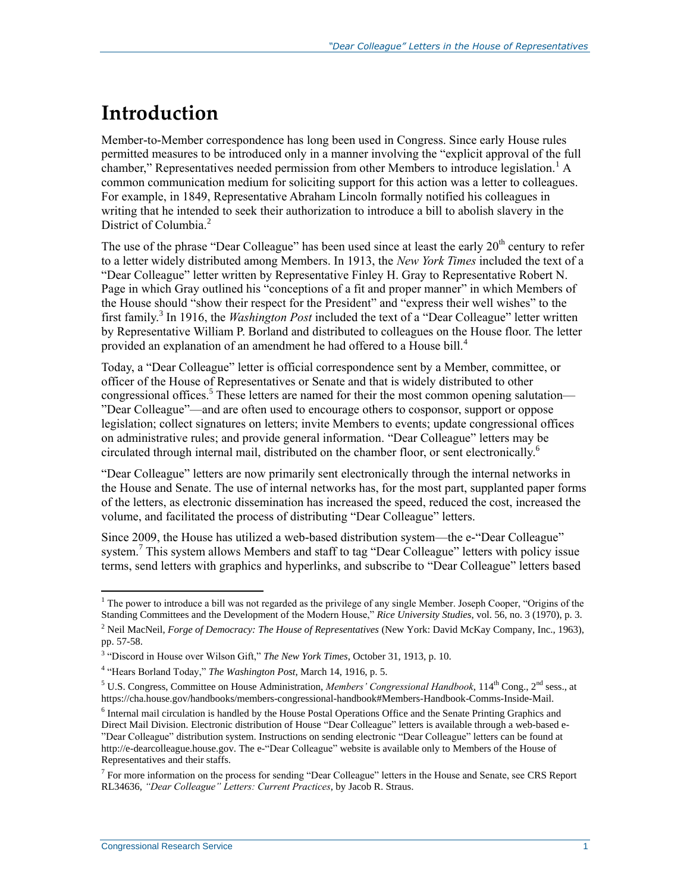# Introduction

Member-to-Member correspondence has long been used in Congress. Since early House rules permitted measures to be introduced only in a manner involving the "explicit approval of the full chamber," Representatives needed permission from other Members to introduce legislation.[1] A common communication medium for soliciting support for this action was a letter to colleagues. For example, in 1849, Representative Abraham Lincoln formally notified his colleagues in writing that he intended to seek their authorization to introduce a bill to abolish slavery in the District of Columbia.[2]

The use of the phrase "Dear Colleague" has been used since at least the early 20th century to refer to a letter widely distributed among Members. In 1913, the *New York Times* included the text of a "Dear Colleague" letter written by Representative Finley H. Gray to Representative Robert N. Page in which Gray outlined his "conceptions of a fit and proper manner" in which Members of the House should "show their respect for the President" and "express their well wishes" to the first family.[3] In 1916, the *Washington Post* included the text of a "Dear Colleague" letter written by Representative William P. Borland and distributed to colleagues on the House floor. The letter provided an explanation of an amendment he had offered to a House bill.[4]

Today, a "Dear Colleague" letter is official correspondence sent by a Member, committee, or officer of the House of Representatives or Senate and that is widely distributed to other congressional offices.[5] These letters are named for their the most common opening salutation—"Dear Colleague"—and are often used to encourage others to cosponsor, support or oppose legislation; collect signatures on letters; invite Members to events; update congressional offices on administrative rules; and provide general information. "Dear Colleague" letters may be circulated through internal mail, distributed on the chamber floor, or sent electronically.[6]

"Dear Colleague" letters are now primarily sent electronically through the internal networks in the House and Senate. The use of internal networks has, for the most part, supplanted paper forms of the letters, as electronic dissemination has increased the speed, reduced the cost, increased the volume, and facilitated the process of distributing "Dear Colleague" letters.

Since 2009, the House has utilized a web-based distribution system—the e-"Dear Colleague" system.[7] This system allows Members and staff to tag "Dear Colleague" letters with policy issue terms, send letters with graphics and hyperlinks, and subscribe to "Dear Colleague" letters based

---

[1] The power to introduce a bill was not regarded as the privilege of any single Member. Joseph Cooper, "Origins of the Standing Committees and the Development of the Modern House," *Rice University Studies*, vol. 56, no. 3 (1970), p. 3.

[2] Neil MacNeil, *Forge of Democracy: The House of Representatives* (New York: David McKay Company, Inc., 1963), pp. 57-58.

[3] "Discord in House over Wilson Gift," *The New York Times*, October 31, 1913, p. 10.

[4] "Hears Borland Today," *The Washington Post*, March 14, 1916, p. 5.

[5] U.S. Congress, Committee on House Administration, *Members' Congressional Handbook*, 114th Cong., 2nd sess., at https://cha.house.gov/handbooks/members-congressional-handbook#Members-Handbook-Comms-Inside-Mail.

[6] Internal mail circulation is handled by the House Postal Operations Office and the Senate Printing Graphics and Direct Mail Division. Electronic distribution of House "Dear Colleague" letters is available through a web-based e-"Dear Colleague" distribution system. Instructions on sending electronic "Dear Colleague" letters can be found at http://e-dearcolleague.house.gov. The e-"Dear Colleague" website is available only to Members of the House of Representatives and their staffs.

[7] For more information on the process for sending "Dear Colleague" letters in the House and Senate, see CRS Report RL34636, *"Dear Colleague" Letters: Current Practices*, by Jacob R. Straus.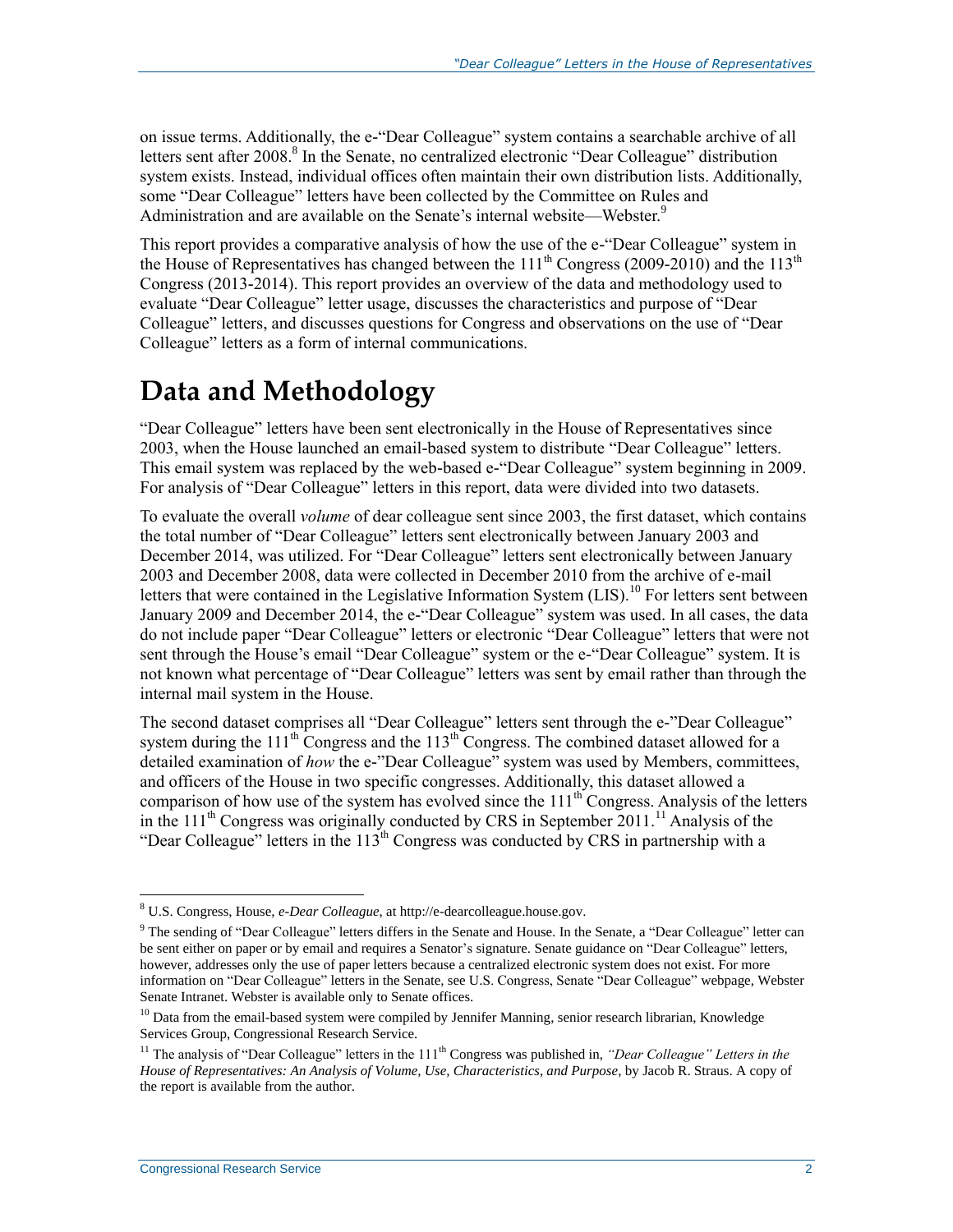on issue terms. Additionally, the e-"Dear Colleague" system contains a searchable archive of all letters sent after 2008.[8] In the Senate, no centralized electronic "Dear Colleague" distribution system exists. Instead, individual offices often maintain their own distribution lists. Additionally, some "Dear Colleague" letters have been collected by the Committee on Rules and Administration and are available on the Senate's internal website—Webster.[9]

This report provides a comparative analysis of how the use of the e-"Dear Colleague" system in the House of Representatives has changed between the 111th Congress (2009-2010) and the 113th Congress (2013-2014). This report provides an overview of the data and methodology used to evaluate "Dear Colleague" letter usage, discusses the characteristics and purpose of "Dear Colleague" letters, and discusses questions for Congress and observations on the use of "Dear Colleague" letters as a form of internal communications.

# Data and Methodology

"Dear Colleague" letters have been sent electronically in the House of Representatives since 2003, when the House launched an email-based system to distribute "Dear Colleague" letters. This email system was replaced by the web-based e-"Dear Colleague" system beginning in 2009. For analysis of "Dear Colleague" letters in this report, data were divided into two datasets.

To evaluate the overall *volume* of dear colleague sent since 2003, the first dataset, which contains the total number of "Dear Colleague" letters sent electronically between January 2003 and December 2014, was utilized. For "Dear Colleague" letters sent electronically between January 2003 and December 2008, data were collected in December 2010 from the archive of e-mail letters that were contained in the Legislative Information System (LIS).[10] For letters sent between January 2009 and December 2014, the e-"Dear Colleague" system was used. In all cases, the data do not include paper "Dear Colleague" letters or electronic "Dear Colleague" letters that were not sent through the House's email "Dear Colleague" system or the e-"Dear Colleague" system. It is not known what percentage of "Dear Colleague" letters was sent by email rather than through the internal mail system in the House.

The second dataset comprises all "Dear Colleague" letters sent through the e-"Dear Colleague" system during the 111th Congress and the 113th Congress. The combined dataset allowed for a detailed examination of *how* the e-"Dear Colleague" system was used by Members, committees, and officers of the House in two specific congresses. Additionally, this dataset allowed a comparison of how use of the system has evolved since the 111th Congress. Analysis of the letters in the 111th Congress was originally conducted by CRS in September 2011.[11] Analysis of the "Dear Colleague" letters in the 113th Congress was conducted by CRS in partnership with a

---

[8] U.S. Congress, House, *e-Dear Colleague*, at http://e-dearcolleague.house.gov.

[9] The sending of "Dear Colleague" letters differs in the Senate and House. In the Senate, a "Dear Colleague" letter can be sent either on paper or by email and requires a Senator's signature. Senate guidance on "Dear Colleague" letters, however, addresses only the use of paper letters because a centralized electronic system does not exist. For more information on "Dear Colleague" letters in the Senate, see U.S. Congress, Senate "Dear Colleague" webpage, Webster Senate Intranet. Webster is available only to Senate offices.

[10] Data from the email-based system were compiled by Jennifer Manning, senior research librarian, Knowledge Services Group, Congressional Research Service.

[11] The analysis of "Dear Colleague" letters in the 111th Congress was published in, *"Dear Colleague" Letters in the House of Representatives: An Analysis of Volume, Use, Characteristics, and Purpose*, by Jacob R. Straus. A copy of the report is available from the author.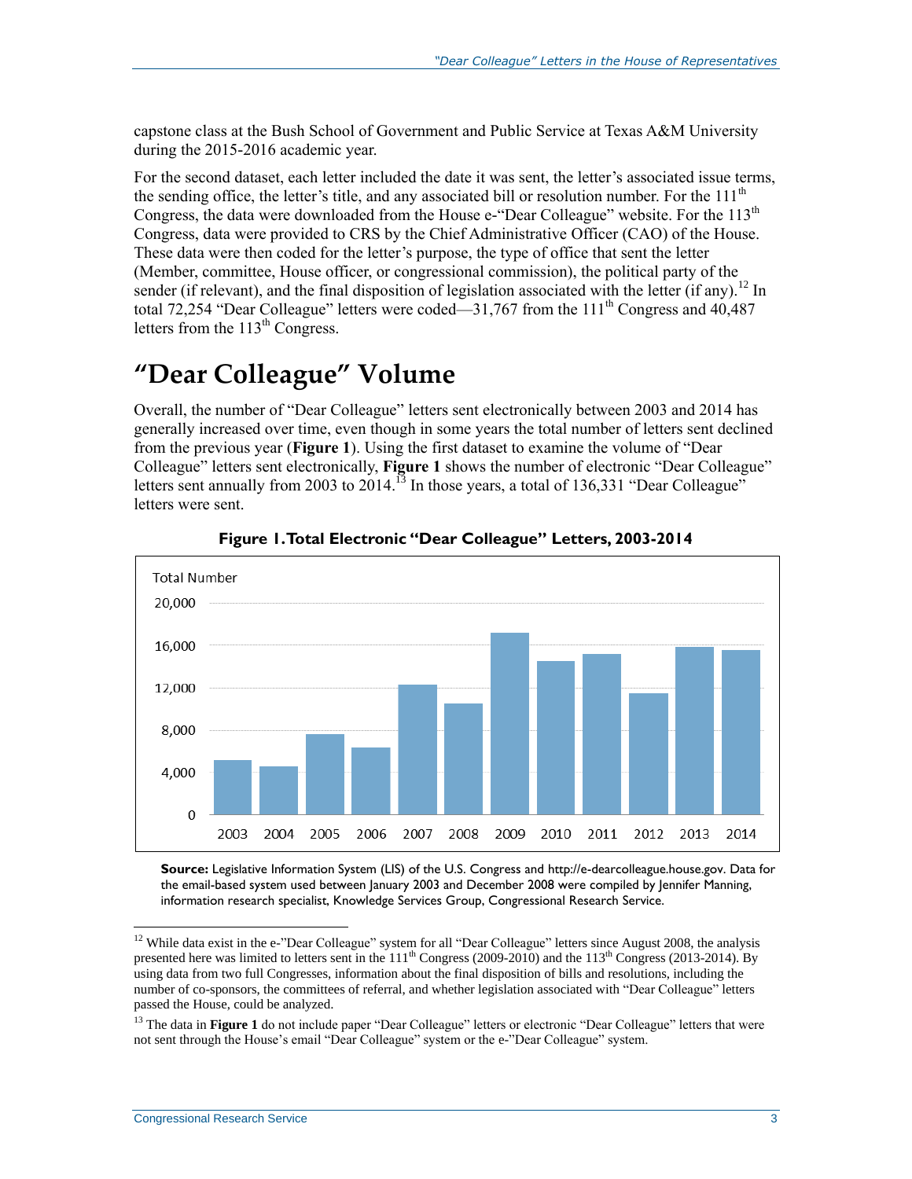capstone class at the Bush School of Government and Public Service at Texas A&M University during the 2015-2016 academic year.

For the second dataset, each letter included the date it was sent, the letter's associated issue terms, the sending office, the letter's title, and any associated bill or resolution number. For the 111th Congress, the data were downloaded from the House e-"Dear Colleague" website. For the 113th Congress, data were provided to CRS by the Chief Administrative Officer (CAO) of the House. These data were then coded for the letter's purpose, the type of office that sent the letter (Member, committee, House officer, or congressional commission), the political party of the sender (if relevant), and the final disposition of legislation associated with the letter (if any).[12] In total 72,254 "Dear Colleague" letters were coded—31,767 from the 111th Congress and 40,487 letters from the 113th Congress.

# "Dear Colleague" Volume

Overall, the number of "Dear Colleague" letters sent electronically between 2003 and 2014 has generally increased over time, even though in some years the total number of letters sent declined from the previous year (**Figure 1**). Using the first dataset to examine the volume of "Dear Colleague" letters sent electronically, **Figure 1** shows the number of electronic "Dear Colleague" letters sent annually from 2003 to 2014.[13] In those years, a total of 136,331 "Dear Colleague" letters were sent.

**Figure 1. Total Electronic "Dear Colleague" Letters, 2003-2014**

**Source:** Legislative Information System (LIS) of the U.S. Congress and http://e-dearcolleague.house.gov. Data for the email-based system used between January 2003 and December 2008 were compiled by Jennifer Manning, information research specialist, Knowledge Services Group, Congressional Research Service.

---

[12] While data exist in the e-"Dear Colleague" system for all "Dear Colleague" letters since August 2008, the analysis presented here was limited to letters sent in the 111th Congress (2009-2010) and the 113th Congress (2013-2014). By using data from two full Congresses, information about the final disposition of bills and resolutions, including the number of co-sponsors, the committees of referral, and whether legislation associated with "Dear Colleague" letters passed the House, could be analyzed.

[13] The data in **Figure 1** do not include paper "Dear Colleague" letters or electronic "Dear Colleague" letters that were not sent through the House's email "Dear Colleague" system or the e-"Dear Colleague" system.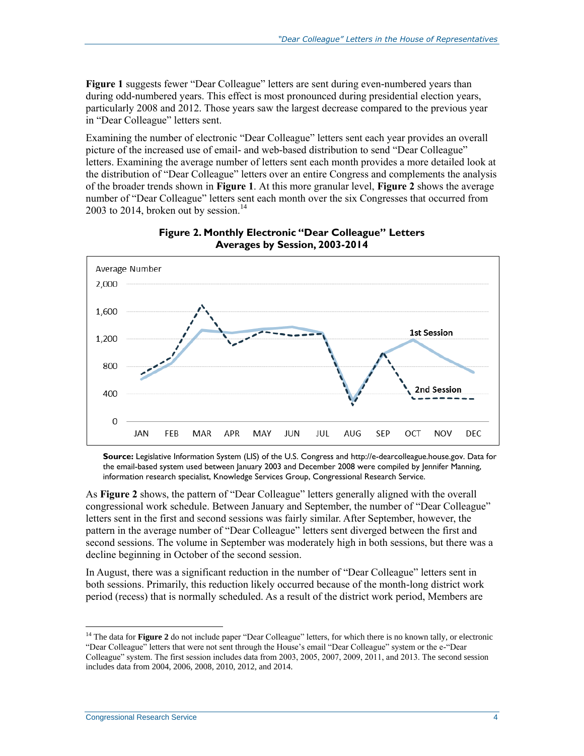**Figure 1** suggests fewer "Dear Colleague" letters are sent during even-numbered years than during odd-numbered years. This effect is most pronounced during presidential election years, particularly 2008 and 2012. Those years saw the largest decrease compared to the previous year in "Dear Colleague" letters sent.

Examining the number of electronic "Dear Colleague" letters sent each year provides an overall picture of the increased use of email- and web-based distribution to send "Dear Colleague" letters. Examining the average number of letters sent each month provides a more detailed look at the distribution of "Dear Colleague" letters over an entire Congress and complements the analysis of the broader trends shown in **Figure 1**. At this more granular level, **Figure 2** shows the average number of "Dear Colleague" letters sent each month over the six Congresses that occurred from 2003 to 2014, broken out by session.[14]

**Figure 2. Monthly Electronic "Dear Colleague" Letters Averages by Session, 2003-2014**

**Source:** Legislative Information System (LIS) of the U.S. Congress and http://e-dearcolleague.house.gov. Data for the email-based system used between January 2003 and December 2008 were compiled by Jennifer Manning, information research specialist, Knowledge Services Group, Congressional Research Service.

As **Figure 2** shows, the pattern of "Dear Colleague" letters generally aligned with the overall congressional work schedule. Between January and September, the number of "Dear Colleague" letters sent in the first and second sessions was fairly similar. After September, however, the pattern in the average number of "Dear Colleague" letters sent diverged between the first and second sessions. The volume in September was moderately high in both sessions, but there was a decline beginning in October of the second session.

In August, there was a significant reduction in the number of "Dear Colleague" letters sent in both sessions. Primarily, this reduction likely occurred because of the month-long district work period (recess) that is normally scheduled. As a result of the district work period, Members are

[14] The data for **Figure 2** do not include paper "Dear Colleague" letters, for which there is no known tally, or electronic "Dear Colleague" letters that were not sent through the House's email "Dear Colleague" system or the e-"Dear Colleague" system. The first session includes data from 2003, 2005, 2007, 2009, 2011, and 2013. The second session includes data from 2004, 2006, 2008, 2010, 2012, and 2014.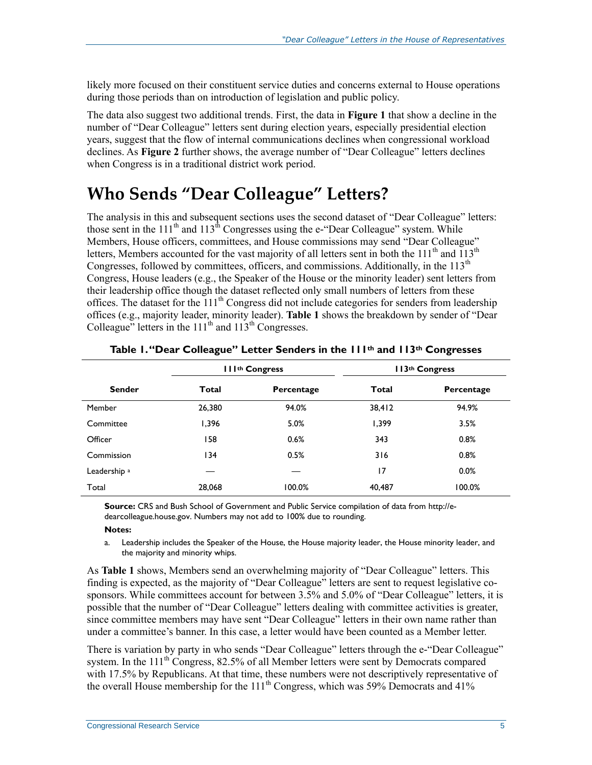likely more focused on their constituent service duties and concerns external to House operations during those periods than on introduction of legislation and public policy.

The data also suggest two additional trends. First, the data in **Figure 1** that show a decline in the number of "Dear Colleague" letters sent during election years, especially presidential election years, suggest that the flow of internal communications declines when congressional workload declines. As **Figure 2** further shows, the average number of "Dear Colleague" letters declines when Congress is in a traditional district work period.

# Who Sends "Dear Colleague" Letters?

The analysis in this and subsequent sections uses the second dataset of "Dear Colleague" letters: those sent in the 111th and 113th Congresses using the e-"Dear Colleague" system. While Members, House officers, committees, and House commissions may send "Dear Colleague" letters, Members accounted for the vast majority of all letters sent in both the 111th and 113th Congresses, followed by committees, officers, and commissions. Additionally, in the 113th Congress, House leaders (e.g., the Speaker of the House or the minority leader) sent letters from their leadership office though the dataset reflected only small numbers of letters from these offices. The dataset for the 111th Congress did not include categories for senders from leadership offices (e.g., majority leader, minority leader). **Table 1** shows the breakdown by sender of "Dear Colleague" letters in the 111th and 113th Congresses.

**Table 1. "Dear Colleague" Letter Senders in the 111th and 113th Congresses**

| | 111th Congress | | 113th Congress | |
|---|---|---|---|---|
| **Sender** | **Total** | **Percentage** | **Total** | **Percentage** |
| Member | 26,380 | 94.0% | 38,412 | 94.9% |
| Committee | 1,396 | 5.0% | 1,399 | 3.5% |
| Officer | 158 | 0.6% | 343 | 0.8% |
| Commission | 134 | 0.5% | 316 | 0.8% |
| Leadership [a] | — | — | 17 | 0.0% |
| Total | 28,068 | 100.0% | 40,487 | 100.0% |

**Source:** CRS and Bush School of Government and Public Service compilation of data from http://e-dearcolleague.house.gov. Numbers may not add to 100% due to rounding.

**Notes:**

a. Leadership includes the Speaker of the House, the House majority leader, the House minority leader, and the majority and minority whips.

As **Table 1** shows, Members send an overwhelming majority of "Dear Colleague" letters. This finding is expected, as the majority of "Dear Colleague" letters are sent to request legislative co-sponsors. While committees account for between 3.5% and 5.0% of "Dear Colleague" letters, it is possible that the number of "Dear Colleague" letters dealing with committee activities is greater, since committee members may have sent "Dear Colleague" letters in their own name rather than under a committee's banner. In this case, a letter would have been counted as a Member letter.

There is variation by party in who sends "Dear Colleague" letters through the e-"Dear Colleague" system. In the 111th Congress, 82.5% of all Member letters were sent by Democrats compared with 17.5% by Republicans. At that time, these numbers were not descriptively representative of the overall House membership for the 111th Congress, which was 59% Democrats and 41%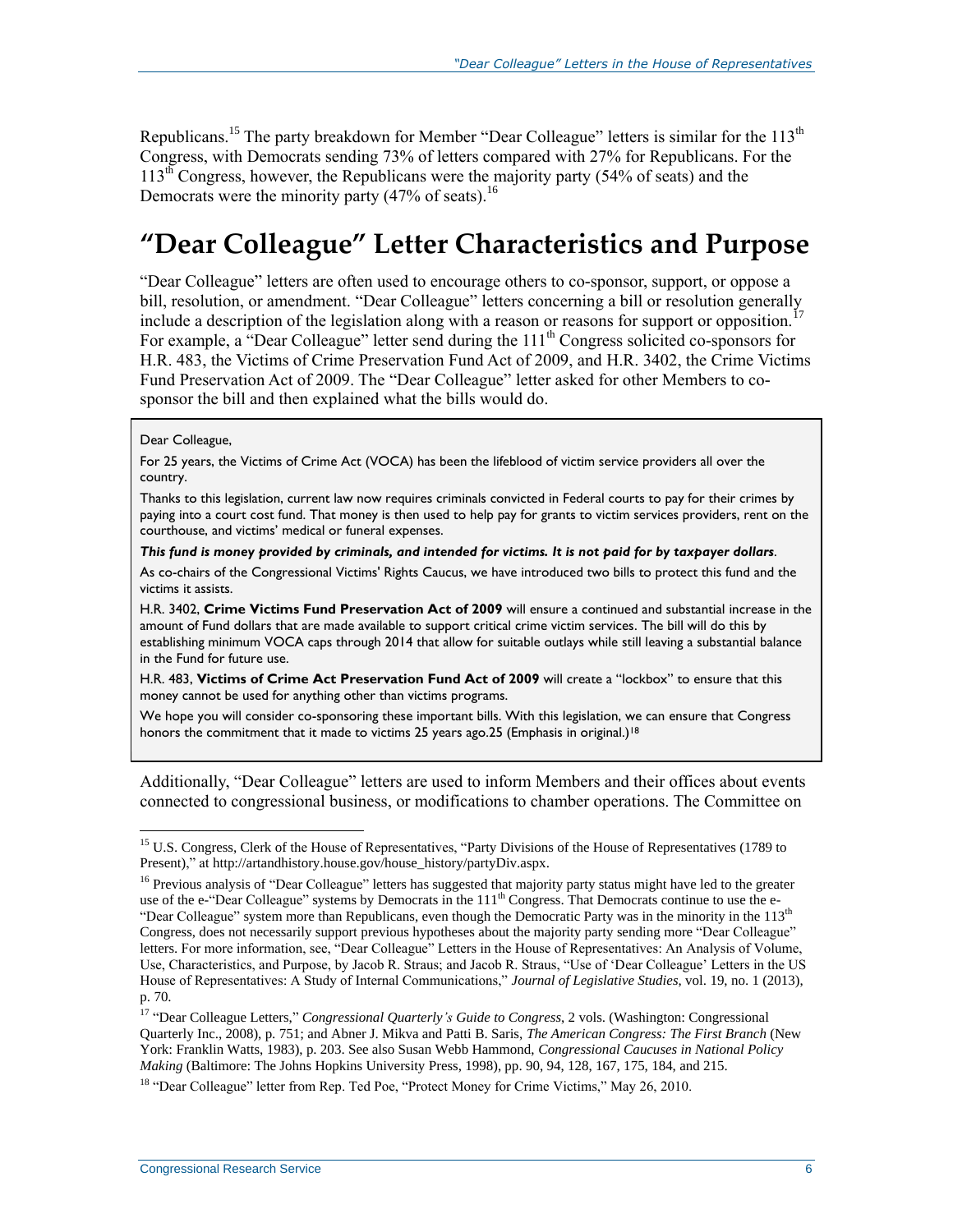Republicans.[15] The party breakdown for Member "Dear Colleague" letters is similar for the 113th Congress, with Democrats sending 73% of letters compared with 27% for Republicans. For the 113th Congress, however, the Republicans were the majority party (54% of seats) and the Democrats were the minority party (47% of seats).[16]

# "Dear Colleague" Letter Characteristics and Purpose

"Dear Colleague" letters are often used to encourage others to co-sponsor, support, or oppose a bill, resolution, or amendment. "Dear Colleague" letters concerning a bill or resolution generally include a description of the legislation along with a reason or reasons for support or opposition.[17] For example, a "Dear Colleague" letter send during the 111th Congress solicited co-sponsors for H.R. 483, the Victims of Crime Preservation Fund Act of 2009, and H.R. 3402, the Crime Victims Fund Preservation Act of 2009. The "Dear Colleague" letter asked for other Members to co-sponsor the bill and then explained what the bills would do.

> Dear Colleague,
>
> For 25 years, the Victims of Crime Act (VOCA) has been the lifeblood of victim service providers all over the country.
>
> Thanks to this legislation, current law now requires criminals convicted in Federal courts to pay for their crimes by paying into a court cost fund. That money is then used to help pay for grants to victim services providers, rent on the courthouse, and victims' medical or funeral expenses.
>
> ***This fund is money provided by criminals, and intended for victims. It is not paid for by taxpayer dollars.***
>
> As co-chairs of the Congressional Victims' Rights Caucus, we have introduced two bills to protect this fund and the victims it assists.
>
> H.R. 3402, **Crime Victims Fund Preservation Act of 2009** will ensure a continued and substantial increase in the amount of Fund dollars that are made available to support critical crime victim services. The bill will do this by establishing minimum VOCA caps through 2014 that allow for suitable outlays while still leaving a substantial balance in the Fund for future use.
>
> H.R. 483, **Victims of Crime Act Preservation Fund Act of 2009** will create a "lockbox" to ensure that this money cannot be used for anything other than victims programs.
>
> We hope you will consider co-sponsoring these important bills. With this legislation, we can ensure that Congress honors the commitment that it made to victims 25 years ago.25 (Emphasis in original.)[18]

Additionally, "Dear Colleague" letters are used to inform Members and their offices about events connected to congressional business, or modifications to chamber operations. The Committee on

---

[15] U.S. Congress, Clerk of the House of Representatives, "Party Divisions of the House of Representatives (1789 to Present)," at http://artandhistory.house.gov/house_history/partyDiv.aspx.

[16] Previous analysis of "Dear Colleague" letters has suggested that majority party status might have led to the greater use of the e-"Dear Colleague" systems by Democrats in the 111th Congress. That Democrats continue to use the e-"Dear Colleague" system more than Republicans, even though the Democratic Party was in the minority in the 113th Congress, does not necessarily support previous hypotheses about the majority party sending more "Dear Colleague" letters. For more information, see, "Dear Colleague" Letters in the House of Representatives: An Analysis of Volume, Use, Characteristics, and Purpose, by Jacob R. Straus; and Jacob R. Straus, "Use of 'Dear Colleague' Letters in the US House of Representatives: A Study of Internal Communications," *Journal of Legislative Studies*, vol. 19, no. 1 (2013), p. 70.

[17] "Dear Colleague Letters," *Congressional Quarterly's Guide to Congress*, 2 vols. (Washington: Congressional Quarterly Inc., 2008), p. 751; and Abner J. Mikva and Patti B. Saris, *The American Congress: The First Branch* (New York: Franklin Watts, 1983), p. 203. See also Susan Webb Hammond, *Congressional Caucuses in National Policy Making* (Baltimore: The Johns Hopkins University Press, 1998), pp. 90, 94, 128, 167, 175, 184, and 215.

[18] "Dear Colleague" letter from Rep. Ted Poe, "Protect Money for Crime Victims," May 26, 2010.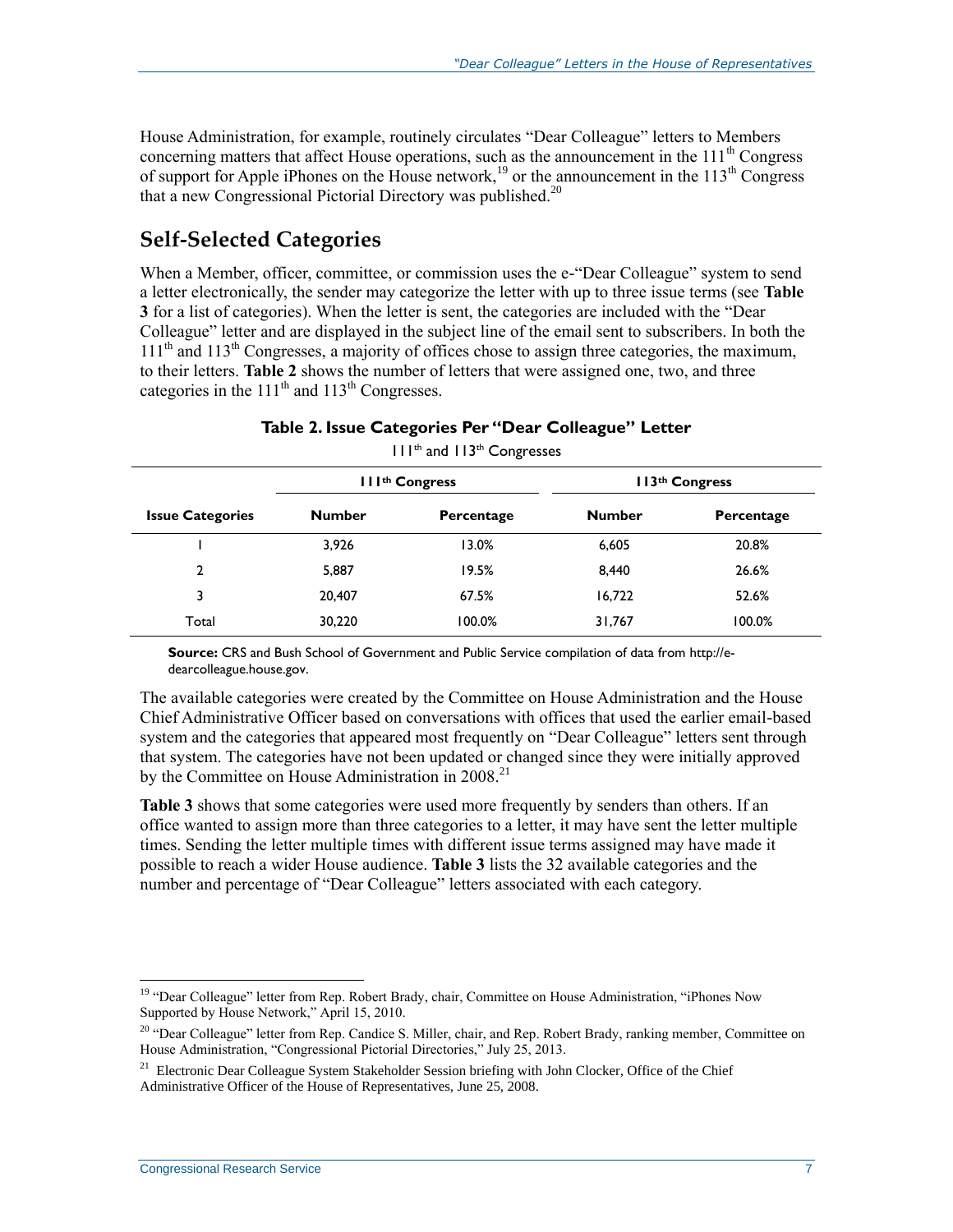House Administration, for example, routinely circulates "Dear Colleague" letters to Members concerning matters that affect House operations, such as the announcement in the 111th Congress of support for Apple iPhones on the House network,[19] or the announcement in the 113th Congress that a new Congressional Pictorial Directory was published.[20]

## Self-Selected Categories

When a Member, officer, committee, or commission uses the e-"Dear Colleague" system to send a letter electronically, the sender may categorize the letter with up to three issue terms (see **Table 3** for a list of categories). When the letter is sent, the categories are included with the "Dear Colleague" letter and are displayed in the subject line of the email sent to subscribers. In both the 111th and 113th Congresses, a majority of offices chose to assign three categories, the maximum, to their letters. **Table 2** shows the number of letters that were assigned one, two, and three categories in the 111th and 113th Congresses.

**Table 2. Issue Categories Per "Dear Colleague" Letter**

111th and 113th Congresses

| | 111th Congress | | 113th Congress | |
|---|---|---|---|---|
| **Issue Categories** | **Number** | **Percentage** | **Number** | **Percentage** |
| 1 | 3,926 | 13.0% | 6,605 | 20.8% |
| 2 | 5,887 | 19.5% | 8,440 | 26.6% |
| 3 | 20,407 | 67.5% | 16,722 | 52.6% |
| Total | 30,220 | 100.0% | 31,767 | 100.0% |

**Source:** CRS and Bush School of Government and Public Service compilation of data from http://e-dearcolleague.house.gov.

The available categories were created by the Committee on House Administration and the House Chief Administrative Officer based on conversations with offices that used the earlier email-based system and the categories that appeared most frequently on "Dear Colleague" letters sent through that system. The categories have not been updated or changed since they were initially approved by the Committee on House Administration in 2008.[21]

**Table 3** shows that some categories were used more frequently by senders than others. If an office wanted to assign more than three categories to a letter, it may have sent the letter multiple times. Sending the letter multiple times with different issue terms assigned may have made it possible to reach a wider House audience. **Table 3** lists the 32 available categories and the number and percentage of "Dear Colleague" letters associated with each category.

[19] "Dear Colleague" letter from Rep. Robert Brady, chair, Committee on House Administration, "iPhones Now Supported by House Network," April 15, 2010.

[20] "Dear Colleague" letter from Rep. Candice S. Miller, chair, and Rep. Robert Brady, ranking member, Committee on House Administration, "Congressional Pictorial Directories," July 25, 2013.

[21] Electronic Dear Colleague System Stakeholder Session briefing with John Clocker, Office of the Chief Administrative Officer of the House of Representatives, June 25, 2008.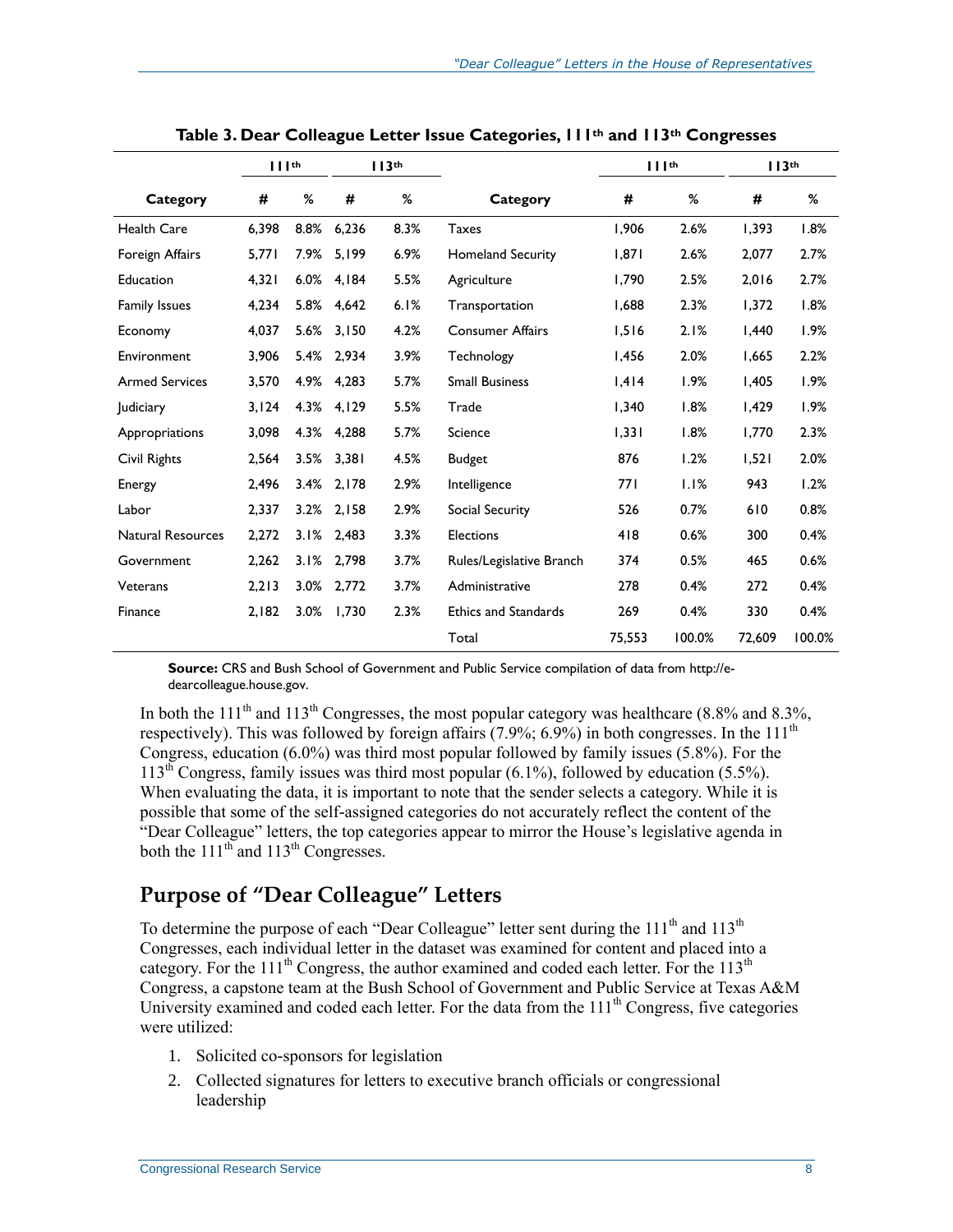**Table 3. Dear Colleague Letter Issue Categories, 111th and 113th Congresses**

| | 111th | | 113th | | | 111th | | 113th | |
|---|---|---|---|---|---|---|---|---|---|
| **Category** | **#** | **%** | **#** | **%** | **Category** | **#** | **%** | **#** | **%** |
| Health Care | 6,398 | 8.8% | 6,236 | 8.3% | Taxes | 1,906 | 2.6% | 1,393 | 1.8% |
| Foreign Affairs | 5,771 | 7.9% | 5,199 | 6.9% | Homeland Security | 1,871 | 2.6% | 2,077 | 2.7% |
| Education | 4,321 | 6.0% | 4,184 | 5.5% | Agriculture | 1,790 | 2.5% | 2,016 | 2.7% |
| Family Issues | 4,234 | 5.8% | 4,642 | 6.1% | Transportation | 1,688 | 2.3% | 1,372 | 1.8% |
| Economy | 4,037 | 5.6% | 3,150 | 4.2% | Consumer Affairs | 1,516 | 2.1% | 1,440 | 1.9% |
| Environment | 3,906 | 5.4% | 2,934 | 3.9% | Technology | 1,456 | 2.0% | 1,665 | 2.2% |
| Armed Services | 3,570 | 4.9% | 4,283 | 5.7% | Small Business | 1,414 | 1.9% | 1,405 | 1.9% |
| Judiciary | 3,124 | 4.3% | 4,129 | 5.5% | Trade | 1,340 | 1.8% | 1,429 | 1.9% |
| Appropriations | 3,098 | 4.3% | 4,288 | 5.7% | Science | 1,331 | 1.8% | 1,770 | 2.3% |
| Civil Rights | 2,564 | 3.5% | 3,381 | 4.5% | Budget | 876 | 1.2% | 1,521 | 2.0% |
| Energy | 2,496 | 3.4% | 2,178 | 2.9% | Intelligence | 771 | 1.1% | 943 | 1.2% |
| Labor | 2,337 | 3.2% | 2,158 | 2.9% | Social Security | 526 | 0.7% | 610 | 0.8% |
| Natural Resources | 2,272 | 3.1% | 2,483 | 3.3% | Elections | 418 | 0.6% | 300 | 0.4% |
| Government | 2,262 | 3.1% | 2,798 | 3.7% | Rules/Legislative Branch | 374 | 0.5% | 465 | 0.6% |
| Veterans | 2,213 | 3.0% | 2,772 | 3.7% | Administrative | 278 | 0.4% | 272 | 0.4% |
| Finance | 2,182 | 3.0% | 1,730 | 2.3% | Ethics and Standards | 269 | 0.4% | 330 | 0.4% |
| | | | | | Total | 75,553 | 100.0% | 72,609 | 100.0% |

**Source:** CRS and Bush School of Government and Public Service compilation of data from http://e-dearcolleague.house.gov.

In both the 111th and 113th Congresses, the most popular category was healthcare (8.8% and 8.3%, respectively). This was followed by foreign affairs (7.9%; 6.9%) in both congresses. In the 111th Congress, education (6.0%) was third most popular followed by family issues (5.8%). For the 113th Congress, family issues was third most popular (6.1%), followed by education (5.5%). When evaluating the data, it is important to note that the sender selects a category. While it is possible that some of the self-assigned categories do not accurately reflect the content of the "Dear Colleague" letters, the top categories appear to mirror the House's legislative agenda in both the 111th and 113th Congresses.

## Purpose of "Dear Colleague" Letters

To determine the purpose of each "Dear Colleague" letter sent during the 111th and 113th Congresses, each individual letter in the dataset was examined for content and placed into a category. For the 111th Congress, the author examined and coded each letter. For the 113th Congress, a capstone team at the Bush School of Government and Public Service at Texas A&M University examined and coded each letter. For the data from the 111th Congress, five categories were utilized:

1. Solicited co-sponsors for legislation
2. Collected signatures for letters to executive branch officials or congressional leadership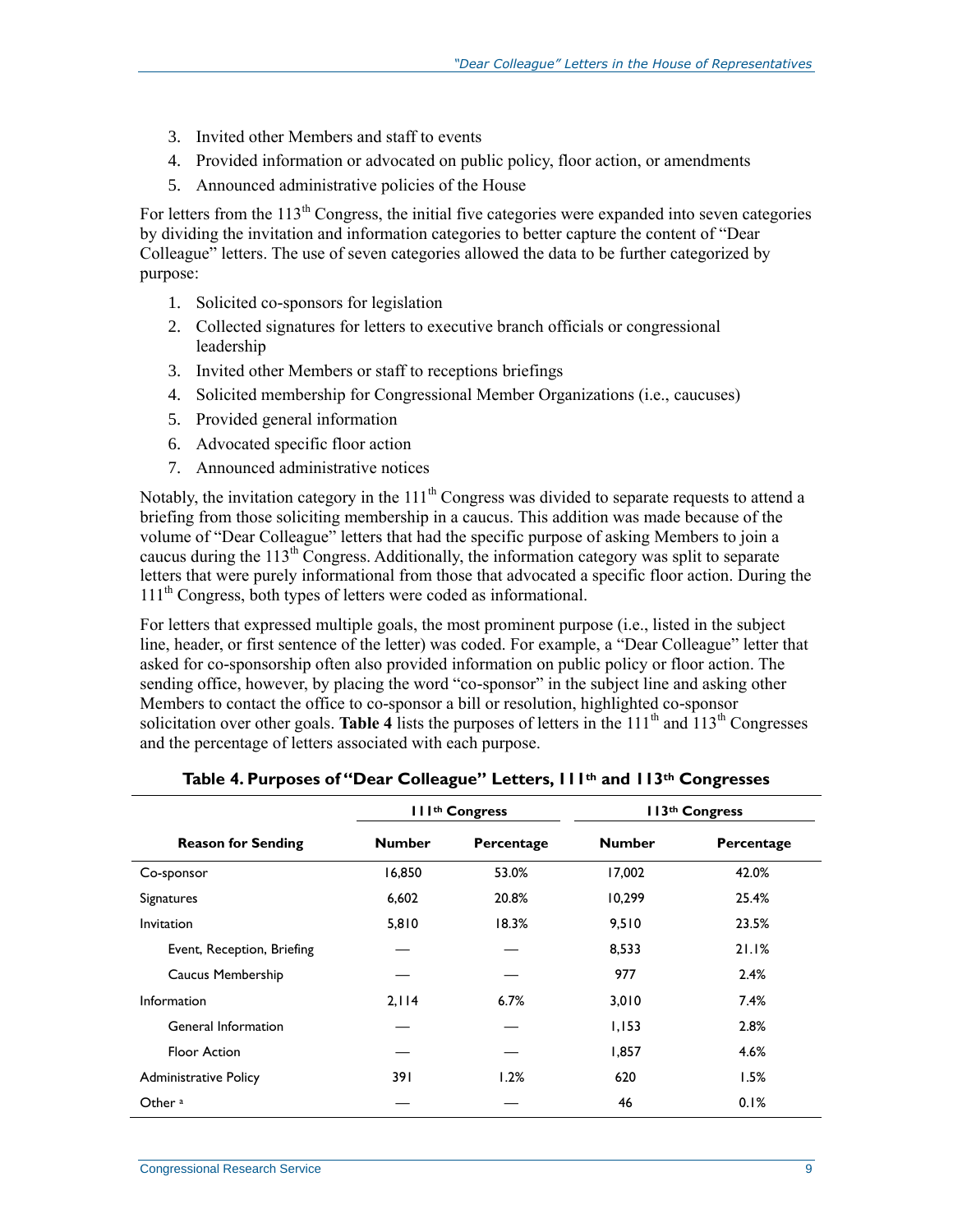3. Invited other Members and staff to events
4. Provided information or advocated on public policy, floor action, or amendments
5. Announced administrative policies of the House

For letters from the 113th Congress, the initial five categories were expanded into seven categories by dividing the invitation and information categories to better capture the content of "Dear Colleague" letters. The use of seven categories allowed the data to be further categorized by purpose:

1. Solicited co-sponsors for legislation
2. Collected signatures for letters to executive branch officials or congressional leadership
3. Invited other Members or staff to receptions briefings
4. Solicited membership for Congressional Member Organizations (i.e., caucuses)
5. Provided general information
6. Advocated specific floor action
7. Announced administrative notices

Notably, the invitation category in the 111th Congress was divided to separate requests to attend a briefing from those soliciting membership in a caucus. This addition was made because of the volume of "Dear Colleague" letters that had the specific purpose of asking Members to join a caucus during the 113th Congress. Additionally, the information category was split to separate letters that were purely informational from those that advocated a specific floor action. During the 111th Congress, both types of letters were coded as informational.

For letters that expressed multiple goals, the most prominent purpose (i.e., listed in the subject line, header, or first sentence of the letter) was coded. For example, a "Dear Colleague" letter that asked for co-sponsorship often also provided information on public policy or floor action. The sending office, however, by placing the word "co-sponsor" in the subject line and asking other Members to contact the office to co-sponsor a bill or resolution, highlighted co-sponsor solicitation over other goals. **Table 4** lists the purposes of letters in the 111th and 113th Congresses and the percentage of letters associated with each purpose.

**Table 4. Purposes of "Dear Colleague" Letters, 111th and 113th Congresses**

| | 111th Congress | | 113th Congress | |
|---|---|---|---|---|
| **Reason for Sending** | **Number** | **Percentage** | **Number** | **Percentage** |
| Co-sponsor | 16,850 | 53.0% | 17,002 | 42.0% |
| Signatures | 6,602 | 20.8% | 10,299 | 25.4% |
| Invitation | 5,810 | 18.3% | 9,510 | 23.5% |
| Event, Reception, Briefing | — | — | 8,533 | 21.1% |
| Caucus Membership | — | — | 977 | 2.4% |
| Information | 2,114 | 6.7% | 3,010 | 7.4% |
| General Information | — | — | 1,153 | 2.8% |
| Floor Action | — | — | 1,857 | 4.6% |
| Administrative Policy | 391 | 1.2% | 620 | 1.5% |
| Other [a] | — | — | 46 | 0.1% |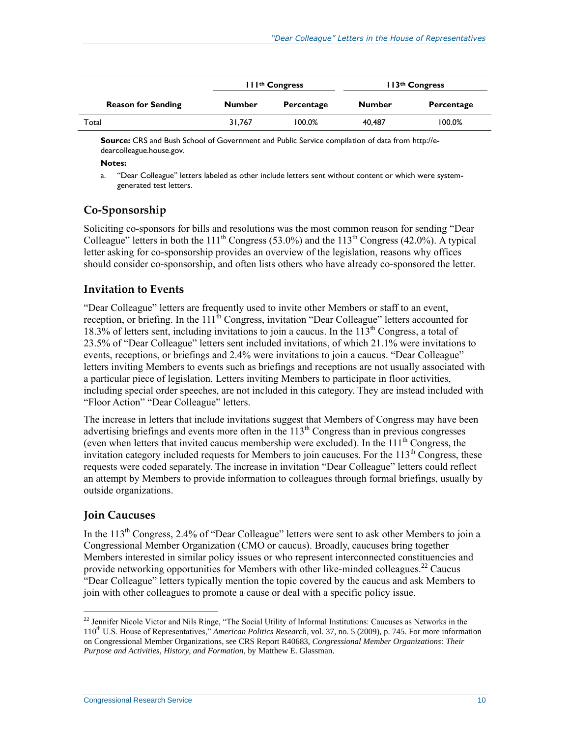| Reason for Sending | 111th Congress | | 113th Congress | |
|---|---|---|---|---|
| | Number | Percentage | Number | Percentage |
| Total | 31,767 | 100.0% | 40,487 | 100.0% |

**Source:** CRS and Bush School of Government and Public Service compilation of data from http://e-dearcolleague.house.gov.

**Notes:**

a. "Dear Colleague" letters labeled as other include letters sent without content or which were system-generated test letters.

## Co-Sponsorship

Soliciting co-sponsors for bills and resolutions was the most common reason for sending "Dear Colleague" letters in both the 111th Congress (53.0%) and the 113th Congress (42.0%). A typical letter asking for co-sponsorship provides an overview of the legislation, reasons why offices should consider co-sponsorship, and often lists others who have already co-sponsored the letter.

## Invitation to Events

"Dear Colleague" letters are frequently used to invite other Members or staff to an event, reception, or briefing. In the 111th Congress, invitation "Dear Colleague" letters accounted for 18.3% of letters sent, including invitations to join a caucus. In the 113th Congress, a total of 23.5% of "Dear Colleague" letters sent included invitations, of which 21.1% were invitations to events, receptions, or briefings and 2.4% were invitations to join a caucus. "Dear Colleague" letters inviting Members to events such as briefings and receptions are not usually associated with a particular piece of legislation. Letters inviting Members to participate in floor activities, including special order speeches, are not included in this category. They are instead included with "Floor Action" "Dear Colleague" letters.

The increase in letters that include invitations suggest that Members of Congress may have been advertising briefings and events more often in the 113th Congress than in previous congresses (even when letters that invited caucus membership were excluded). In the 111th Congress, the invitation category included requests for Members to join caucuses. For the 113th Congress, these requests were coded separately. The increase in invitation "Dear Colleague" letters could reflect an attempt by Members to provide information to colleagues through formal briefings, usually by outside organizations.

## Join Caucuses

In the 113th Congress, 2.4% of "Dear Colleague" letters were sent to ask other Members to join a Congressional Member Organization (CMO or caucus). Broadly, caucuses bring together Members interested in similar policy issues or who represent interconnected constituencies and provide networking opportunities for Members with other like-minded colleagues.[22] Caucus "Dear Colleague" letters typically mention the topic covered by the caucus and ask Members to join with other colleagues to promote a cause or deal with a specific policy issue.

[22] Jennifer Nicole Victor and Nils Ringe, "The Social Utility of Informal Institutions: Caucuses as Networks in the 110th U.S. House of Representatives," *American Politics Research*, vol. 37, no. 5 (2009), p. 745. For more information on Congressional Member Organizations, see CRS Report R40683, *Congressional Member Organizations: Their Purpose and Activities, History, and Formation*, by Matthew E. Glassman.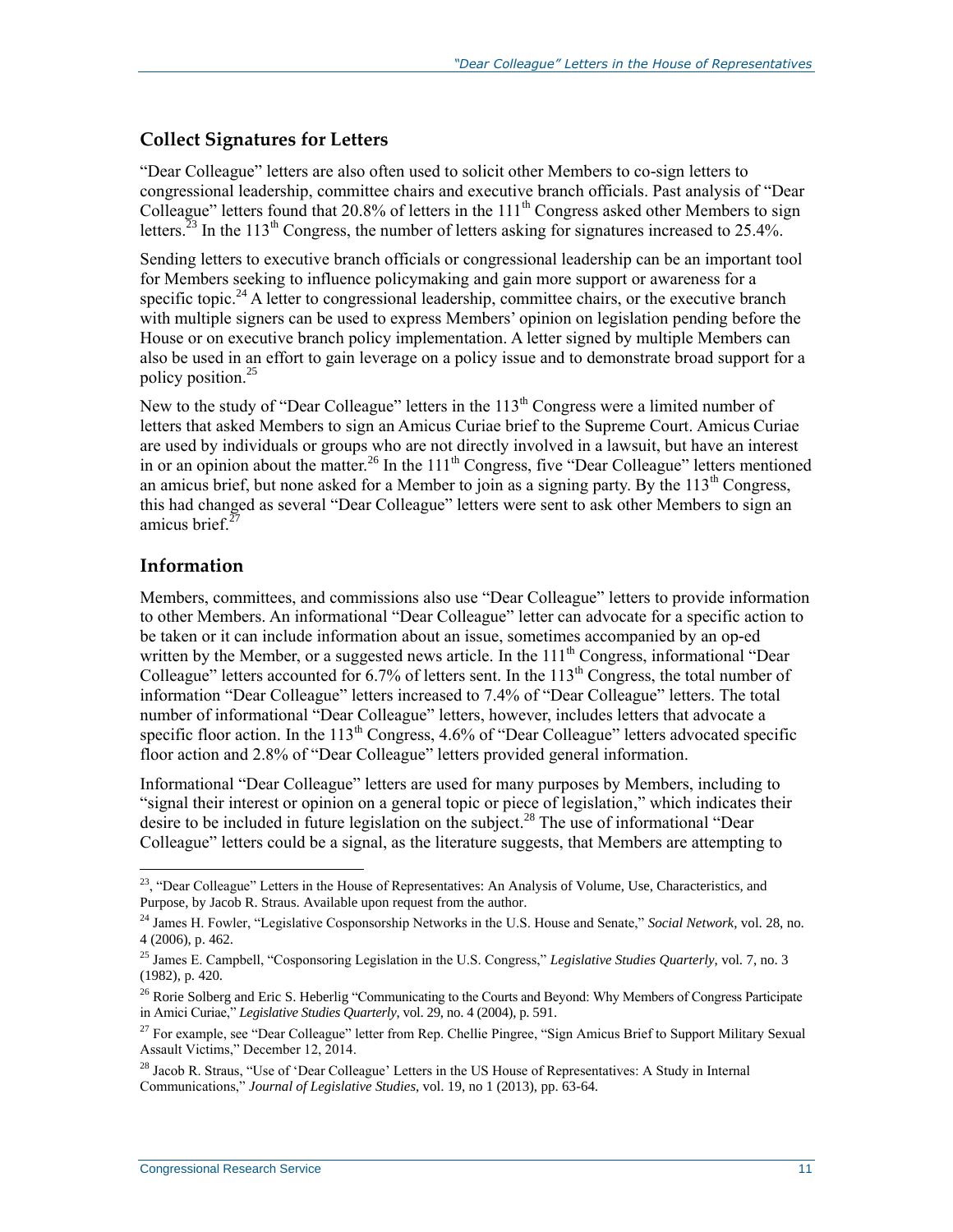## Collect Signatures for Letters

"Dear Colleague" letters are also often used to solicit other Members to co-sign letters to congressional leadership, committee chairs and executive branch officials. Past analysis of "Dear Colleague" letters found that 20.8% of letters in the 111th Congress asked other Members to sign letters.[23] In the 113th Congress, the number of letters asking for signatures increased to 25.4%.

Sending letters to executive branch officials or congressional leadership can be an important tool for Members seeking to influence policymaking and gain more support or awareness for a specific topic.[24] A letter to congressional leadership, committee chairs, or the executive branch with multiple signers can be used to express Members' opinion on legislation pending before the House or on executive branch policy implementation. A letter signed by multiple Members can also be used in an effort to gain leverage on a policy issue and to demonstrate broad support for a policy position.[25]

New to the study of "Dear Colleague" letters in the 113th Congress were a limited number of letters that asked Members to sign an Amicus Curiae brief to the Supreme Court. Amicus Curiae are used by individuals or groups who are not directly involved in a lawsuit, but have an interest in or an opinion about the matter.[26] In the 111th Congress, five "Dear Colleague" letters mentioned an amicus brief, but none asked for a Member to join as a signing party. By the 113th Congress, this had changed as several "Dear Colleague" letters were sent to ask other Members to sign an amicus brief.[27]

## Information

Members, committees, and commissions also use "Dear Colleague" letters to provide information to other Members. An informational "Dear Colleague" letter can advocate for a specific action to be taken or it can include information about an issue, sometimes accompanied by an op-ed written by the Member, or a suggested news article. In the 111th Congress, informational "Dear Colleague" letters accounted for 6.7% of letters sent. In the 113th Congress, the total number of information "Dear Colleague" letters increased to 7.4% of "Dear Colleague" letters. The total number of informational "Dear Colleague" letters, however, includes letters that advocate a specific floor action. In the 113th Congress, 4.6% of "Dear Colleague" letters advocated specific floor action and 2.8% of "Dear Colleague" letters provided general information.

Informational "Dear Colleague" letters are used for many purposes by Members, including to "signal their interest or opinion on a general topic or piece of legislation," which indicates their desire to be included in future legislation on the subject.[28] The use of informational "Dear Colleague" letters could be a signal, as the literature suggests, that Members are attempting to

---

[23], "Dear Colleague" Letters in the House of Representatives: An Analysis of Volume, Use, Characteristics, and Purpose, by Jacob R. Straus. Available upon request from the author.

[24] James H. Fowler, "Legislative Cosponsorship Networks in the U.S. House and Senate," *Social Network*, vol. 28, no. 4 (2006), p. 462.

[25] James E. Campbell, "Cosponsoring Legislation in the U.S. Congress," *Legislative Studies Quarterly*, vol. 7, no. 3 (1982), p. 420.

[26] Rorie Solberg and Eric S. Heberlig "Communicating to the Courts and Beyond: Why Members of Congress Participate in Amici Curiae," *Legislative Studies Quarterly*, vol. 29, no. 4 (2004), p. 591.

[27] For example, see "Dear Colleague" letter from Rep. Chellie Pingree, "Sign Amicus Brief to Support Military Sexual Assault Victims," December 12, 2014.

[28] Jacob R. Straus, "Use of 'Dear Colleague' Letters in the US House of Representatives: A Study in Internal Communications," *Journal of Legislative Studies*, vol. 19, no 1 (2013), pp. 63-64.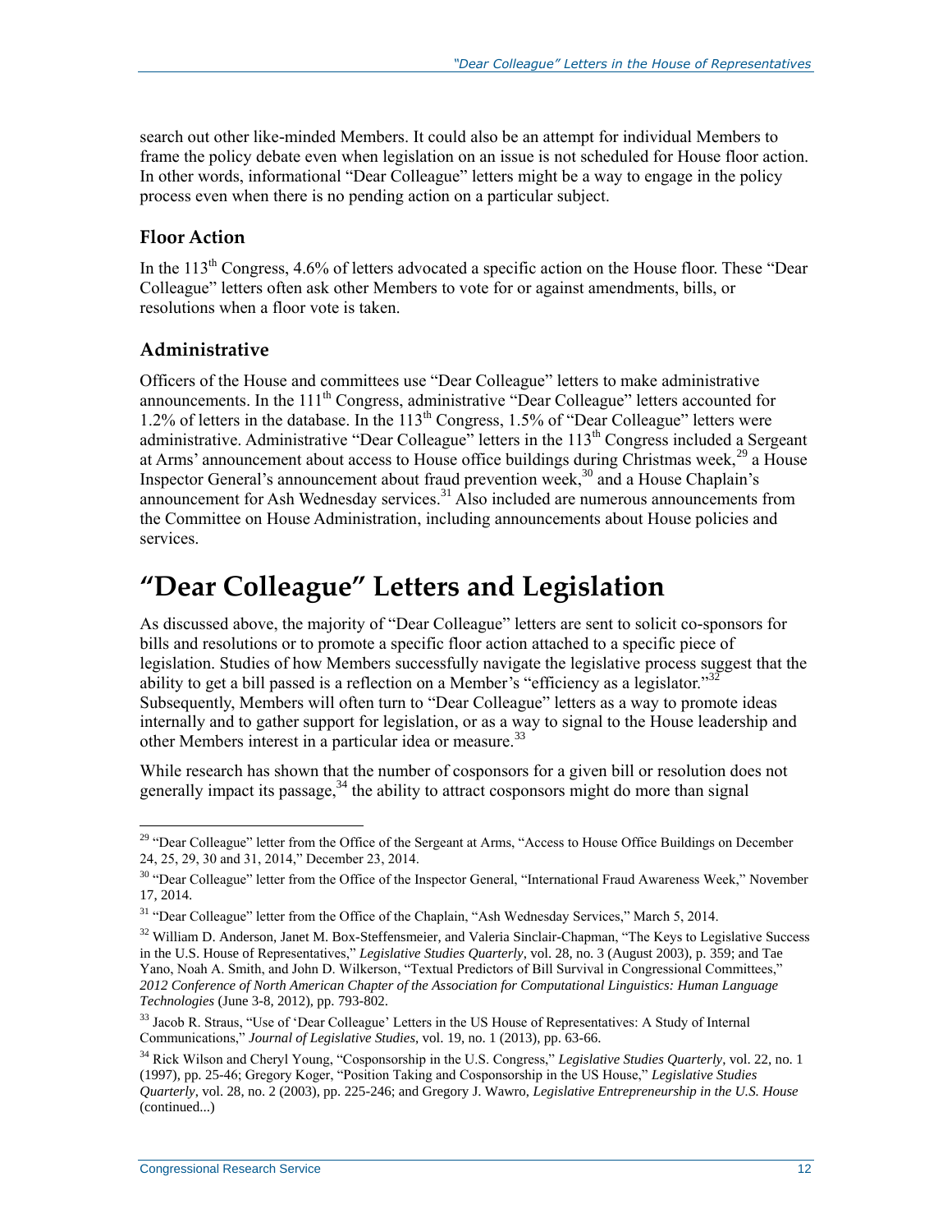search out other like-minded Members. It could also be an attempt for individual Members to frame the policy debate even when legislation on an issue is not scheduled for House floor action. In other words, informational "Dear Colleague" letters might be a way to engage in the policy process even when there is no pending action on a particular subject.

### Floor Action

In the 113th Congress, 4.6% of letters advocated a specific action on the House floor. These "Dear Colleague" letters often ask other Members to vote for or against amendments, bills, or resolutions when a floor vote is taken.

### Administrative

Officers of the House and committees use "Dear Colleague" letters to make administrative announcements. In the 111th Congress, administrative "Dear Colleague" letters accounted for 1.2% of letters in the database. In the 113th Congress, 1.5% of "Dear Colleague" letters were administrative. Administrative "Dear Colleague" letters in the 113th Congress included a Sergeant at Arms' announcement about access to House office buildings during Christmas week,[29] a House Inspector General's announcement about fraud prevention week,[30] and a House Chaplain's announcement for Ash Wednesday services.[31] Also included are numerous announcements from the Committee on House Administration, including announcements about House policies and services.

# "Dear Colleague" Letters and Legislation

As discussed above, the majority of "Dear Colleague" letters are sent to solicit co-sponsors for bills and resolutions or to promote a specific floor action attached to a specific piece of legislation. Studies of how Members successfully navigate the legislative process suggest that the ability to get a bill passed is a reflection on a Member's "efficiency as a legislator."[32] Subsequently, Members will often turn to "Dear Colleague" letters as a way to promote ideas internally and to gather support for legislation, or as a way to signal to the House leadership and other Members interest in a particular idea or measure.[33]

While research has shown that the number of cosponsors for a given bill or resolution does not generally impact its passage,[34] the ability to attract cosponsors might do more than signal

---

[29] "Dear Colleague" letter from the Office of the Sergeant at Arms, "Access to House Office Buildings on December 24, 25, 29, 30 and 31, 2014," December 23, 2014.

[30] "Dear Colleague" letter from the Office of the Inspector General, "International Fraud Awareness Week," November 17, 2014.

[31] "Dear Colleague" letter from the Office of the Chaplain, "Ash Wednesday Services," March 5, 2014.

[32] William D. Anderson, Janet M. Box-Steffensmeier, and Valeria Sinclair-Chapman, "The Keys to Legislative Success in the U.S. House of Representatives," *Legislative Studies Quarterly*, vol. 28, no. 3 (August 2003), p. 359; and Tae Yano, Noah A. Smith, and John D. Wilkerson, "Textual Predictors of Bill Survival in Congressional Committees," *2012 Conference of North American Chapter of the Association for Computational Linguistics: Human Language Technologies* (June 3-8, 2012), pp. 793-802.

[33] Jacob R. Straus, "Use of 'Dear Colleague' Letters in the US House of Representatives: A Study of Internal Communications," *Journal of Legislative Studies*, vol. 19, no. 1 (2013), pp. 63-66.

[34] Rick Wilson and Cheryl Young, "Cosponsorship in the U.S. Congress," *Legislative Studies Quarterly*, vol. 22, no. 1 (1997), pp. 25-46; Gregory Koger, "Position Taking and Cosponsorship in the US House," *Legislative Studies Quarterly*, vol. 28, no. 2 (2003), pp. 225-246; and Gregory J. Wawro, *Legislative Entrepreneurship in the U.S. House* (continued...)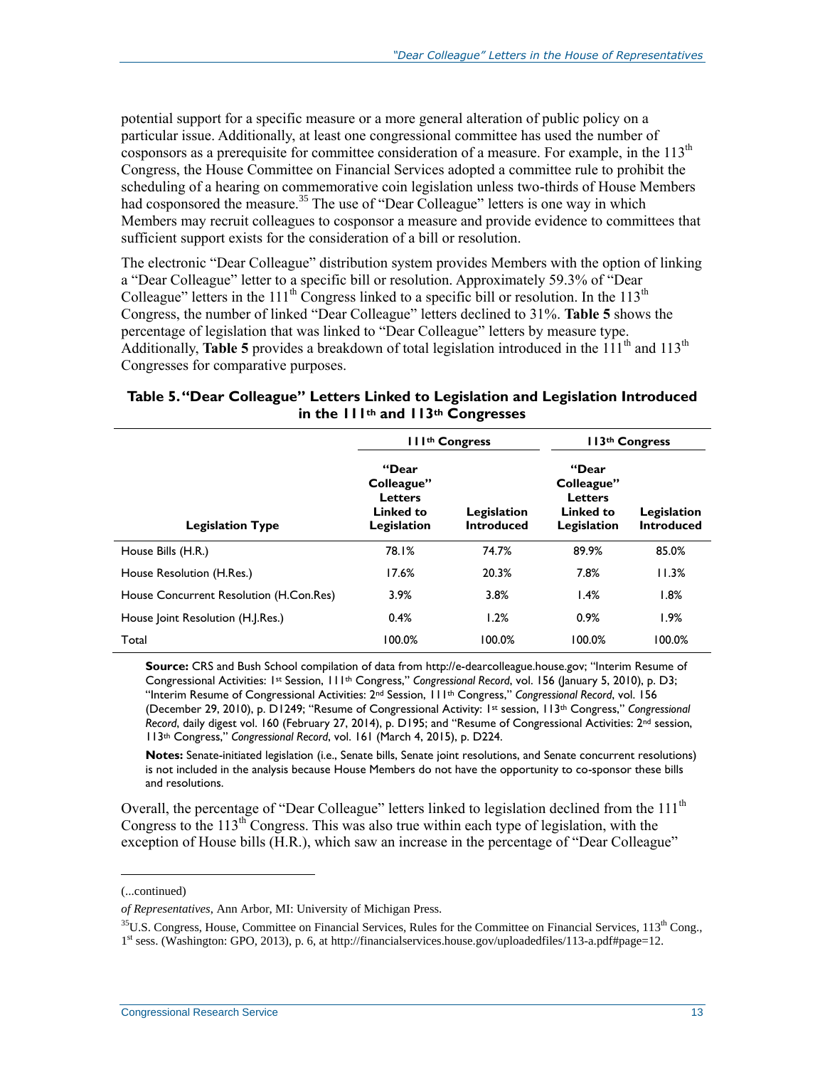potential support for a specific measure or a more general alteration of public policy on a particular issue. Additionally, at least one congressional committee has used the number of cosponsors as a prerequisite for committee consideration of a measure. For example, in the 113th Congress, the House Committee on Financial Services adopted a committee rule to prohibit the scheduling of a hearing on commemorative coin legislation unless two-thirds of House Members had cosponsored the measure.[35] The use of "Dear Colleague" letters is one way in which Members may recruit colleagues to cosponsor a measure and provide evidence to committees that sufficient support exists for the consideration of a bill or resolution.

The electronic "Dear Colleague" distribution system provides Members with the option of linking a "Dear Colleague" letter to a specific bill or resolution. Approximately 59.3% of "Dear Colleague" letters in the 111th Congress linked to a specific bill or resolution. In the 113th Congress, the number of linked "Dear Colleague" letters declined to 31%. **Table 5** shows the percentage of legislation that was linked to "Dear Colleague" letters by measure type. Additionally, **Table 5** provides a breakdown of total legislation introduced in the 111th and 113th Congresses for comparative purposes.

**Table 5. "Dear Colleague" Letters Linked to Legislation and Legislation Introduced in the 111th and 113th Congresses**

| | 111th Congress | | 113th Congress | |
|---|---|---|---|---|
| **Legislation Type** | **"Dear Colleague" Letters Linked to Legislation** | **Legislation Introduced** | **"Dear Colleague" Letters Linked to Legislation** | **Legislation Introduced** |
| House Bills (H.R.) | 78.1% | 74.7% | 89.9% | 85.0% |
| House Resolution (H.Res.) | 17.6% | 20.3% | 7.8% | 11.3% |
| House Concurrent Resolution (H.Con.Res) | 3.9% | 3.8% | 1.4% | 1.8% |
| House Joint Resolution (H.J.Res.) | 0.4% | 1.2% | 0.9% | 1.9% |
| Total | 100.0% | 100.0% | 100.0% | 100.0% |

**Source:** CRS and Bush School compilation of data from http://e-dearcolleague.house.gov; "Interim Resume of Congressional Activities: 1st Session, 111th Congress," *Congressional Record*, vol. 156 (January 5, 2010), p. D3; "Interim Resume of Congressional Activities: 2nd Session, 111th Congress," *Congressional Record*, vol. 156 (December 29, 2010), p. D1249; "Resume of Congressional Activity: 1st session, 113th Congress," *Congressional Record*, daily digest vol. 160 (February 27, 2014), p. D195; and "Resume of Congressional Activities: 2nd session, 113th Congress," *Congressional Record*, vol. 161 (March 4, 2015), p. D224.

**Notes:** Senate-initiated legislation (i.e., Senate bills, Senate joint resolutions, and Senate concurrent resolutions) is not included in the analysis because House Members do not have the opportunity to co-sponsor these bills and resolutions.

Overall, the percentage of "Dear Colleague" letters linked to legislation declined from the 111th Congress to the 113th Congress. This was also true within each type of legislation, with the exception of House bills (H.R.), which saw an increase in the percentage of "Dear Colleague"

(...continued)

*of Representatives*, Ann Arbor, MI: University of Michigan Press.

[35] U.S. Congress, House, Committee on Financial Services, Rules for the Committee on Financial Services, 113th Cong., 1st sess. (Washington: GPO, 2013), p. 6, at http://financialservices.house.gov/uploadedfiles/113-a.pdf#page=12.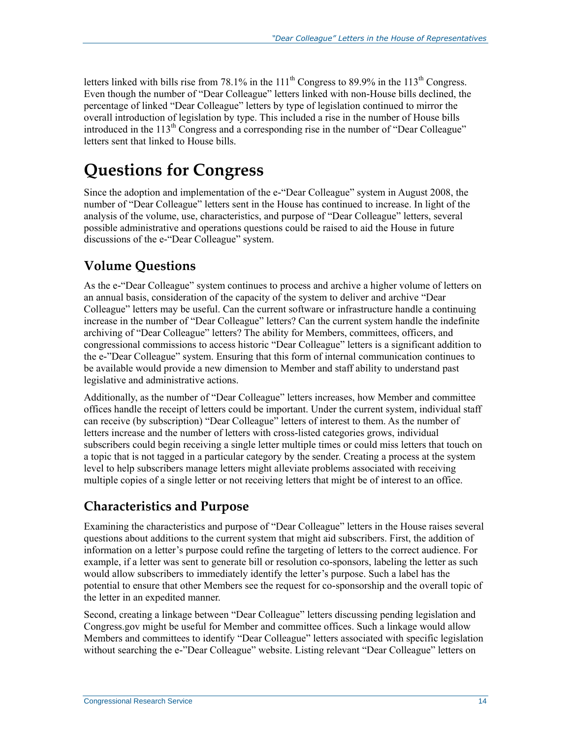letters linked with bills rise from 78.1% in the 111th Congress to 89.9% in the 113th Congress. Even though the number of "Dear Colleague" letters linked with non-House bills declined, the percentage of linked "Dear Colleague" letters by type of legislation continued to mirror the overall introduction of legislation by type. This included a rise in the number of House bills introduced in the 113th Congress and a corresponding rise in the number of "Dear Colleague" letters sent that linked to House bills.

# Questions for Congress

Since the adoption and implementation of the e-"Dear Colleague" system in August 2008, the number of "Dear Colleague" letters sent in the House has continued to increase. In light of the analysis of the volume, use, characteristics, and purpose of "Dear Colleague" letters, several possible administrative and operations questions could be raised to aid the House in future discussions of the e-"Dear Colleague" system.

## Volume Questions

As the e-"Dear Colleague" system continues to process and archive a higher volume of letters on an annual basis, consideration of the capacity of the system to deliver and archive "Dear Colleague" letters may be useful. Can the current software or infrastructure handle a continuing increase in the number of "Dear Colleague" letters? Can the current system handle the indefinite archiving of "Dear Colleague" letters? The ability for Members, committees, officers, and congressional commissions to access historic "Dear Colleague" letters is a significant addition to the e-"Dear Colleague" system. Ensuring that this form of internal communication continues to be available would provide a new dimension to Member and staff ability to understand past legislative and administrative actions.

Additionally, as the number of "Dear Colleague" letters increases, how Member and committee offices handle the receipt of letters could be important. Under the current system, individual staff can receive (by subscription) "Dear Colleague" letters of interest to them. As the number of letters increase and the number of letters with cross-listed categories grows, individual subscribers could begin receiving a single letter multiple times or could miss letters that touch on a topic that is not tagged in a particular category by the sender. Creating a process at the system level to help subscribers manage letters might alleviate problems associated with receiving multiple copies of a single letter or not receiving letters that might be of interest to an office.

## Characteristics and Purpose

Examining the characteristics and purpose of "Dear Colleague" letters in the House raises several questions about additions to the current system that might aid subscribers. First, the addition of information on a letter's purpose could refine the targeting of letters to the correct audience. For example, if a letter was sent to generate bill or resolution co-sponsors, labeling the letter as such would allow subscribers to immediately identify the letter's purpose. Such a label has the potential to ensure that other Members see the request for co-sponsorship and the overall topic of the letter in an expedited manner.

Second, creating a linkage between "Dear Colleague" letters discussing pending legislation and Congress.gov might be useful for Member and committee offices. Such a linkage would allow Members and committees to identify "Dear Colleague" letters associated with specific legislation without searching the e-"Dear Colleague" website. Listing relevant "Dear Colleague" letters on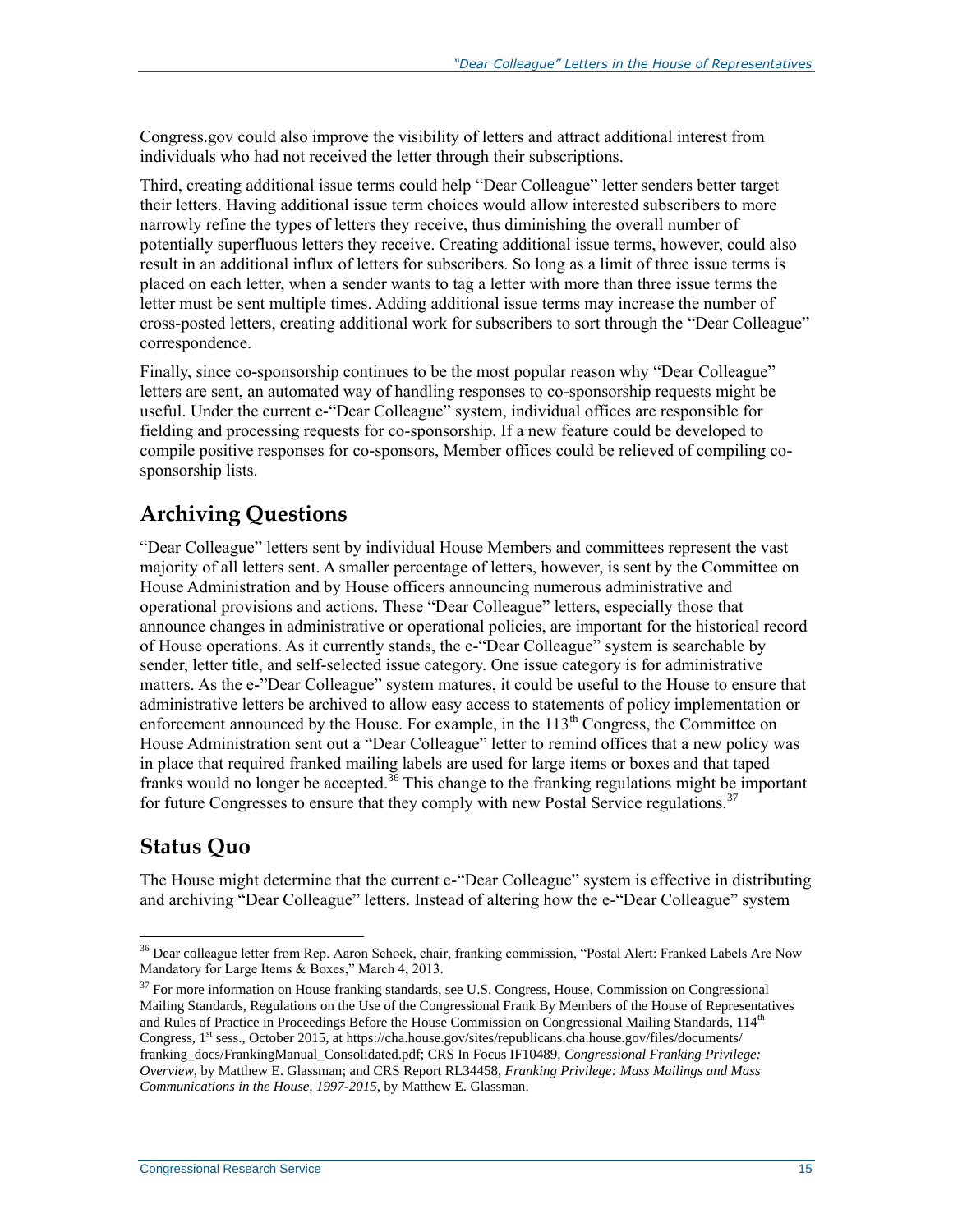Congress.gov could also improve the visibility of letters and attract additional interest from individuals who had not received the letter through their subscriptions.

Third, creating additional issue terms could help "Dear Colleague" letter senders better target their letters. Having additional issue term choices would allow interested subscribers to more narrowly refine the types of letters they receive, thus diminishing the overall number of potentially superfluous letters they receive. Creating additional issue terms, however, could also result in an additional influx of letters for subscribers. So long as a limit of three issue terms is placed on each letter, when a sender wants to tag a letter with more than three issue terms the letter must be sent multiple times. Adding additional issue terms may increase the number of cross-posted letters, creating additional work for subscribers to sort through the "Dear Colleague" correspondence.

Finally, since co-sponsorship continues to be the most popular reason why "Dear Colleague" letters are sent, an automated way of handling responses to co-sponsorship requests might be useful. Under the current e-"Dear Colleague" system, individual offices are responsible for fielding and processing requests for co-sponsorship. If a new feature could be developed to compile positive responses for co-sponsors, Member offices could be relieved of compiling co-sponsorship lists.

## Archiving Questions

"Dear Colleague" letters sent by individual House Members and committees represent the vast majority of all letters sent. A smaller percentage of letters, however, is sent by the Committee on House Administration and by House officers announcing numerous administrative and operational provisions and actions. These "Dear Colleague" letters, especially those that announce changes in administrative or operational policies, are important for the historical record of House operations. As it currently stands, the e-"Dear Colleague" system is searchable by sender, letter title, and self-selected issue category. One issue category is for administrative matters. As the e-"Dear Colleague" system matures, it could be useful to the House to ensure that administrative letters be archived to allow easy access to statements of policy implementation or enforcement announced by the House. For example, in the 113th Congress, the Committee on House Administration sent out a "Dear Colleague" letter to remind offices that a new policy was in place that required franked mailing labels are used for large items or boxes and that taped franks would no longer be accepted.[36] This change to the franking regulations might be important for future Congresses to ensure that they comply with new Postal Service regulations.[37]

## Status Quo

The House might determine that the current e-"Dear Colleague" system is effective in distributing and archiving "Dear Colleague" letters. Instead of altering how the e-"Dear Colleague" system

---

[36] Dear colleague letter from Rep. Aaron Schock, chair, franking commission, "Postal Alert: Franked Labels Are Now Mandatory for Large Items & Boxes," March 4, 2013.

[37] For more information on House franking standards, see U.S. Congress, House, Commission on Congressional Mailing Standards, Regulations on the Use of the Congressional Frank By Members of the House of Representatives and Rules of Practice in Proceedings Before the House Commission on Congressional Mailing Standards, 114th Congress, 1st sess., October 2015, at https://cha.house.gov/sites/republicans.cha.house.gov/files/documents/franking_docs/FrankingManual_Consolidated.pdf; CRS In Focus IF10489, *Congressional Franking Privilege: Overview*, by Matthew E. Glassman; and CRS Report RL34458, *Franking Privilege: Mass Mailings and Mass Communications in the House, 1997-2015*, by Matthew E. Glassman.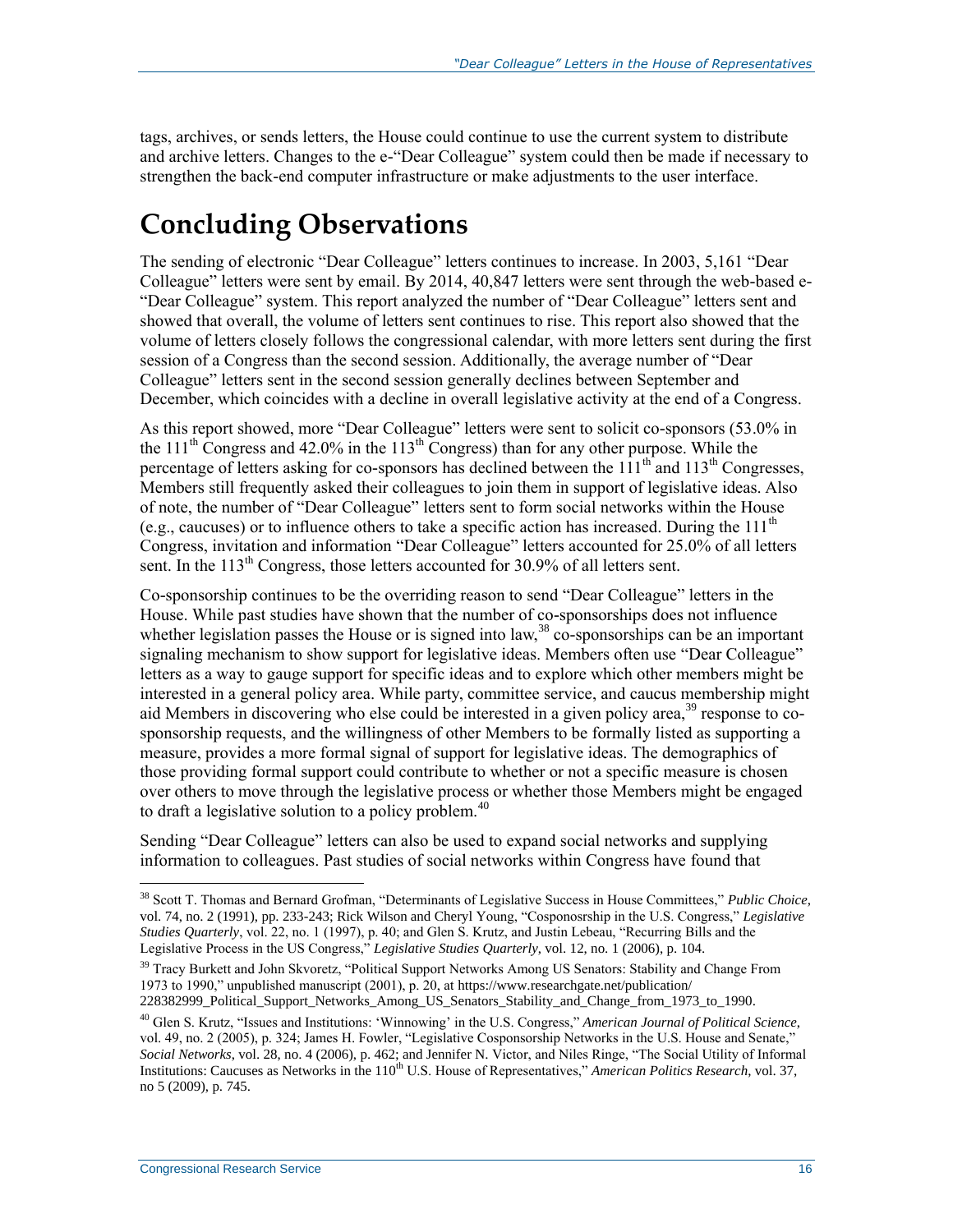tags, archives, or sends letters, the House could continue to use the current system to distribute and archive letters. Changes to the e-"Dear Colleague" system could then be made if necessary to strengthen the back-end computer infrastructure or make adjustments to the user interface.

# Concluding Observations

The sending of electronic "Dear Colleague" letters continues to increase. In 2003, 5,161 "Dear Colleague" letters were sent by email. By 2014, 40,847 letters were sent through the web-based e-"Dear Colleague" system. This report analyzed the number of "Dear Colleague" letters sent and showed that overall, the volume of letters sent continues to rise. This report also showed that the volume of letters closely follows the congressional calendar, with more letters sent during the first session of a Congress than the second session. Additionally, the average number of "Dear Colleague" letters sent in the second session generally declines between September and December, which coincides with a decline in overall legislative activity at the end of a Congress.

As this report showed, more "Dear Colleague" letters were sent to solicit co-sponsors (53.0% in the 111th Congress and 42.0% in the 113th Congress) than for any other purpose. While the percentage of letters asking for co-sponsors has declined between the 111th and 113th Congresses, Members still frequently asked their colleagues to join them in support of legislative ideas. Also of note, the number of "Dear Colleague" letters sent to form social networks within the House (e.g., caucuses) or to influence others to take a specific action has increased. During the 111th Congress, invitation and information "Dear Colleague" letters accounted for 25.0% of all letters sent. In the 113th Congress, those letters accounted for 30.9% of all letters sent.

Co-sponsorship continues to be the overriding reason to send "Dear Colleague" letters in the House. While past studies have shown that the number of co-sponsorships does not influence whether legislation passes the House or is signed into law,[38] co-sponsorships can be an important signaling mechanism to show support for legislative ideas. Members often use "Dear Colleague" letters as a way to gauge support for specific ideas and to explore which other members might be interested in a general policy area. While party, committee service, and caucus membership might aid Members in discovering who else could be interested in a given policy area,[39] response to co-sponsorship requests, and the willingness of other Members to be formally listed as supporting a measure, provides a more formal signal of support for legislative ideas. The demographics of those providing formal support could contribute to whether or not a specific measure is chosen over others to move through the legislative process or whether those Members might be engaged to draft a legislative solution to a policy problem.[40]

Sending "Dear Colleague" letters can also be used to expand social networks and supplying information to colleagues. Past studies of social networks within Congress have found that

---

[38] Scott T. Thomas and Bernard Grofman, "Determinants of Legislative Success in House Committees," *Public Choice*, vol. 74, no. 2 (1991), pp. 233-243; Rick Wilson and Cheryl Young, "Cosponosrship in the U.S. Congress," *Legislative Studies Quarterly*, vol. 22, no. 1 (1997), p. 40; and Glen S. Krutz, and Justin Lebeau, "Recurring Bills and the Legislative Process in the US Congress," *Legislative Studies Quarterly*, vol. 12, no. 1 (2006), p. 104.

[39] Tracy Burkett and John Skvoretz, "Political Support Networks Among US Senators: Stability and Change From 1973 to 1990," unpublished manuscript (2001), p. 20, at https://www.researchgate.net/publication/228382999_Political_Support_Networks_Among_US_Senators_Stability_and_Change_from_1973_to_1990.

[40] Glen S. Krutz, "Issues and Institutions: 'Winnowing' in the U.S. Congress," *American Journal of Political Science*, vol. 49, no. 2 (2005), p. 324; James H. Fowler, "Legislative Cosponsorship Networks in the U.S. House and Senate," *Social Networks*, vol. 28, no. 4 (2006), p. 462; and Jennifer N. Victor, and Niles Ringe, "The Social Utility of Informal Institutions: Caucuses as Networks in the 110th U.S. House of Representatives," *American Politics Research*, vol. 37, no 5 (2009), p. 745.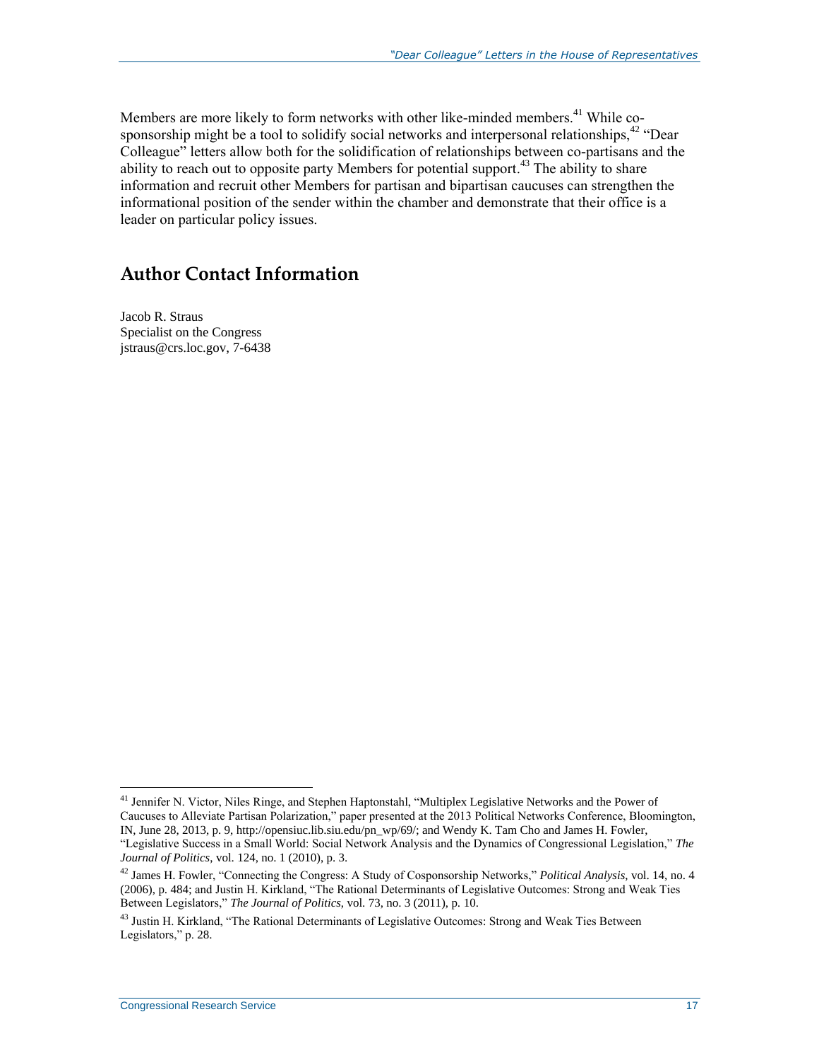Members are more likely to form networks with other like-minded members.[41] While co-sponsorship might be a tool to solidify social networks and interpersonal relationships,[42] "Dear Colleague" letters allow both for the solidification of relationships between co-partisans and the ability to reach out to opposite party Members for potential support.[43] The ability to share information and recruit other Members for partisan and bipartisan caucuses can strengthen the informational position of the sender within the chamber and demonstrate that their office is a leader on particular policy issues.

## Author Contact Information

Jacob R. Straus
Specialist on the Congress
jstraus@crs.loc.gov, 7-6438

---

[41] Jennifer N. Victor, Niles Ringe, and Stephen Haptonstahl, "Multiplex Legislative Networks and the Power of Caucuses to Alleviate Partisan Polarization," paper presented at the 2013 Political Networks Conference, Bloomington, IN, June 28, 2013, p. 9, http://opensiuc.lib.siu.edu/pn_wp/69/; and Wendy K. Tam Cho and James H. Fowler, "Legislative Success in a Small World: Social Network Analysis and the Dynamics of Congressional Legislation," *The Journal of Politics*, vol. 124, no. 1 (2010), p. 3.

[42] James H. Fowler, "Connecting the Congress: A Study of Cosponsorship Networks," *Political Analysis*, vol. 14, no. 4 (2006), p. 484; and Justin H. Kirkland, "The Rational Determinants of Legislative Outcomes: Strong and Weak Ties Between Legislators," *The Journal of Politics*, vol. 73, no. 3 (2011), p. 10.

[43] Justin H. Kirkland, "The Rational Determinants of Legislative Outcomes: Strong and Weak Ties Between Legislators," p. 28.